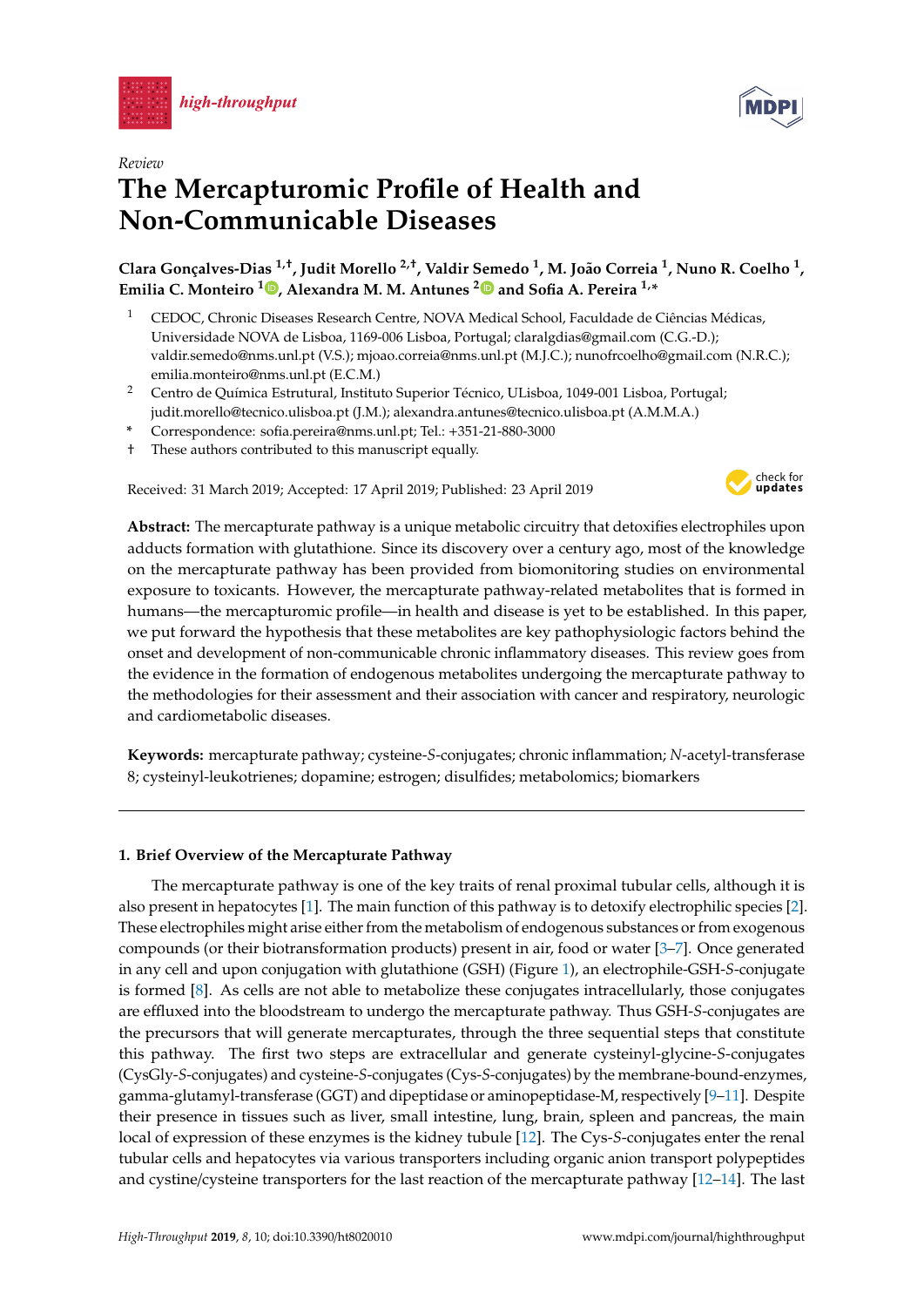*high-throughput*

*Review*

# The Mercapturomic Profile of Health and Non-Communicable Diseases

**Clara Gonçalves-Dias [1,†], Judit Morello [2,†], Valdir Semedo [1], M. João Correia [1], Nuno R. Coelho [1], Emilia C. Monteiro [1], Alexandra M. M. Antunes [2] and Sofia A. Pereira [1,*]**

1. CEDOC, Chronic Diseases Research Centre, NOVA Medical School, Faculdade de Ciências Médicas, Universidade NOVA de Lisboa, 1169-006 Lisboa, Portugal; claralgdias@gmail.com (C.G.-D.); valdir.semedo@nms.unl.pt (V.S.); mjoao.correia@nms.unl.pt (M.J.C.); nunofrcoelho@gmail.com (N.R.C.); emilia.monteiro@nms.unl.pt (E.C.M.)
2. Centro de Química Estrutural, Instituto Superior Técnico, ULisboa, 1049-001 Lisboa, Portugal; judit.morello@tecnico.ulisboa.pt (J.M.); alexandra.antunes@tecnico.ulisboa.pt (A.M.M.A.)

\* Correspondence: sofia.pereira@nms.unl.pt; Tel.: +351-21-880-3000

† These authors contributed to this manuscript equally.

Received: 31 March 2019; Accepted: 17 April 2019; Published: 23 April 2019

**Abstract:** The mercapturate pathway is a unique metabolic circuitry that detoxifies electrophiles upon adducts formation with glutathione. Since its discovery over a century ago, most of the knowledge on the mercapturate pathway has been provided from biomonitoring studies on environmental exposure to toxicants. However, the mercapturate pathway-related metabolites that is formed in humans—the mercapturomic profile—in health and disease is yet to be established. In this paper, we put forward the hypothesis that these metabolites are key pathophysiologic factors behind the onset and development of non-communicable chronic inflammatory diseases. This review goes from the evidence in the formation of endogenous metabolites undergoing the mercapturate pathway to the methodologies for their assessment and their association with cancer and respiratory, neurologic and cardiometabolic diseases.

**Keywords:** mercapturate pathway; cysteine-*S*-conjugates; chronic inflammation; *N*-acetyl-transferase 8; cysteinyl-leukotrienes; dopamine; estrogen; disulfides; metabolomics; biomarkers

## 1. Brief Overview of the Mercapturate Pathway

The mercapturate pathway is one of the key traits of renal proximal tubular cells, although it is also present in hepatocytes [1]. The main function of this pathway is to detoxify electrophilic species [2]. These electrophiles might arise either from the metabolism of endogenous substances or from exogenous compounds (or their biotransformation products) present in air, food or water [3–7]. Once generated in any cell and upon conjugation with glutathione (GSH) (Figure 1), an electrophile-GSH-*S*-conjugate is formed [8]. As cells are not able to metabolize these conjugates intracellularly, those conjugates are effluxed into the bloodstream to undergo the mercapturate pathway. Thus GSH-*S*-conjugates are the precursors that will generate mercapturates, through the three sequential steps that constitute this pathway. The first two steps are extracellular and generate cysteinyl-glycine-*S*-conjugates (CysGly-*S*-conjugates) and cysteine-*S*-conjugates (Cys-*S*-conjugates) by the membrane-bound-enzymes, gamma-glutamyl-transferase (GGT) and dipeptidase or aminopeptidase-M, respectively [9–11]. Despite their presence in tissues such as liver, small intestine, lung, brain, spleen and pancreas, the main local of expression of these enzymes is the kidney tubule [12]. The Cys-*S*-conjugates enter the renal tubular cells and hepatocytes via various transporters including organic anion transport polypeptides and cystine/cysteine transporters for the last reaction of the mercapturate pathway [12–14]. The last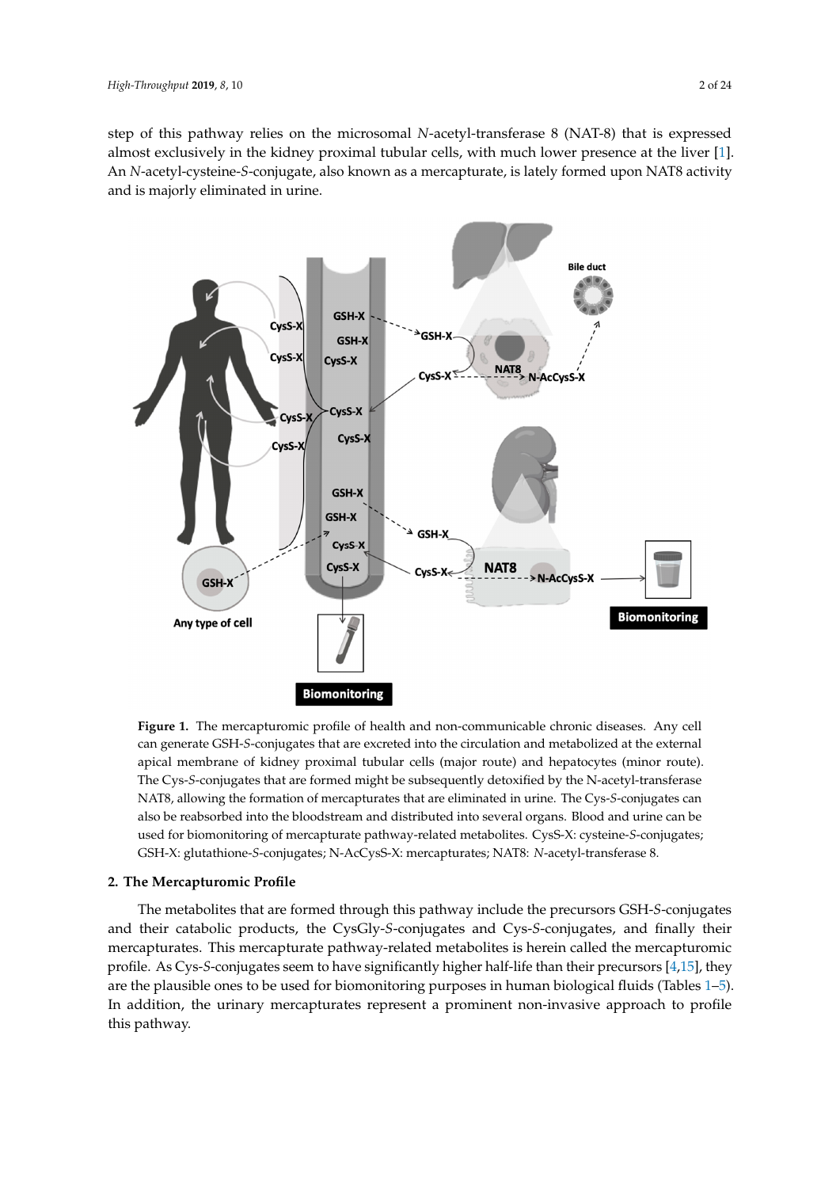step of this pathway relies on the microsomal *N*-acetyl-transferase 8 (NAT-8) that is expressed almost exclusively in the kidney proximal tubular cells, with much lower presence at the liver [1]. An *N*-acetyl-cysteine-*S*-conjugate, also known as a mercapturate, is lately formed upon NAT8 activity and is majorly eliminated in urine.

**Figure 1.** The mercapturomic profile of health and non-communicable chronic diseases. Any cell can generate GSH-*S*-conjugates that are excreted into the circulation and metabolized at the external apical membrane of kidney proximal tubular cells (major route) and hepatocytes (minor route). The Cys-*S*-conjugates that are formed might be subsequently detoxified by the N-acetyl-transferase NAT8, allowing the formation of mercapturates that are eliminated in urine. The Cys-*S*-conjugates can also be reabsorbed into the bloodstream and distributed into several organs. Blood and urine can be used for biomonitoring of mercapturate pathway-related metabolites. CysS-X: cysteine-*S*-conjugates; GSH-X: glutathione-*S*-conjugates; N-AcCysS-X: mercapturates; NAT8: *N*-acetyl-transferase 8.

## 2. The Mercapturomic Profile

The metabolites that are formed through this pathway include the precursors GSH-*S*-conjugates and their catabolic products, the CysGly-*S*-conjugates and Cys-*S*-conjugates, and finally their mercapturates. This mercapturate pathway-related metabolites is herein called the mercapturomic profile. As Cys-*S*-conjugates seem to have significantly higher half-life than their precursors [4,15], they are the plausible ones to be used for biomonitoring purposes in human biological fluids (Tables 1–5). In addition, the urinary mercapturates represent a prominent non-invasive approach to profile this pathway.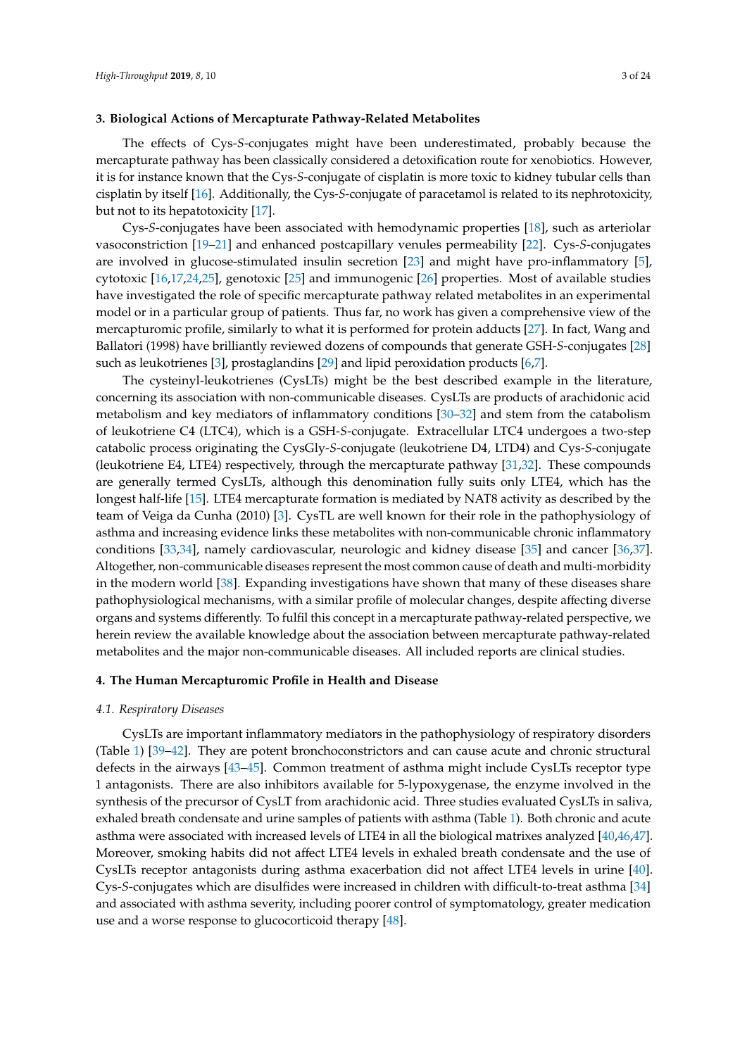## 3. Biological Actions of Mercapturate Pathway-Related Metabolites

The effects of Cys-*S*-conjugates might have been underestimated, probably because the mercapturate pathway has been classically considered a detoxification route for xenobiotics. However, it is for instance known that the Cys-*S*-conjugate of cisplatin is more toxic to kidney tubular cells than cisplatin by itself [16]. Additionally, the Cys-*S*-conjugate of paracetamol is related to its nephrotoxicity, but not to its hepatotoxicity [17].

Cys-*S*-conjugates have been associated with hemodynamic properties [18], such as arteriolar vasoconstriction [19–21] and enhanced postcapillary venules permeability [22]. Cys-*S*-conjugates are involved in glucose-stimulated insulin secretion [23] and might have pro-inflammatory [5], cytotoxic [16,17,24,25], genotoxic [25] and immunogenic [26] properties. Most of available studies have investigated the role of specific mercapturate pathway related metabolites in an experimental model or in a particular group of patients. Thus far, no work has given a comprehensive view of the mercapturomic profile, similarly to what it is performed for protein adducts [27]. In fact, Wang and Ballatori (1998) have brilliantly reviewed dozens of compounds that generate GSH-*S*-conjugates [28] such as leukotrienes [3], prostaglandins [29] and lipid peroxidation products [6,7].

The cysteinyl-leukotrienes (CysLTs) might be the best described example in the literature, concerning its association with non-communicable diseases. CysLTs are products of arachidonic acid metabolism and key mediators of inflammatory conditions [30–32] and stem from the catabolism of leukotriene C4 (LTC4), which is a GSH-*S*-conjugate. Extracellular LTC4 undergoes a two-step catabolic process originating the CysGly-*S*-conjugate (leukotriene D4, LTD4) and Cys-*S*-conjugate (leukotriene E4, LTE4) respectively, through the mercapturate pathway [31,32]. These compounds are generally termed CysLTs, although this denomination fully suits only LTE4, which has the longest half-life [15]. LTE4 mercapturate formation is mediated by NAT8 activity as described by the team of Veiga da Cunha (2010) [3]. CysTL are well known for their role in the pathophysiology of asthma and increasing evidence links these metabolites with non-communicable chronic inflammatory conditions [33,34], namely cardiovascular, neurologic and kidney disease [35] and cancer [36,37]. Altogether, non-communicable diseases represent the most common cause of death and multi-morbidity in the modern world [38]. Expanding investigations have shown that many of these diseases share pathophysiological mechanisms, with a similar profile of molecular changes, despite affecting diverse organs and systems differently. To fulfil this concept in a mercapturate pathway-related perspective, we herein review the available knowledge about the association between mercapturate pathway-related metabolites and the major non-communicable diseases. All included reports are clinical studies.

## 4. The Human Mercapturomic Profile in Health and Disease

### 4.1. Respiratory Diseases

CysLTs are important inflammatory mediators in the pathophysiology of respiratory disorders (Table 1) [39–42]. They are potent bronchoconstrictors and can cause acute and chronic structural defects in the airways [43–45]. Common treatment of asthma might include CysLTs receptor type 1 antagonists. There are also inhibitors available for 5-lypoxygenase, the enzyme involved in the synthesis of the precursor of CysLT from arachidonic acid. Three studies evaluated CysLTs in saliva, exhaled breath condensate and urine samples of patients with asthma (Table 1). Both chronic and acute asthma were associated with increased levels of LTE4 in all the biological matrixes analyzed [40,46,47]. Moreover, smoking habits did not affect LTE4 levels in exhaled breath condensate and the use of CysLTs receptor antagonists during asthma exacerbation did not affect LTE4 levels in urine [40]. Cys-*S*-conjugates which are disulfides were increased in children with difficult-to-treat asthma [34] and associated with asthma severity, including poorer control of symptomatology, greater medication use and a worse response to glucocorticoid therapy [48].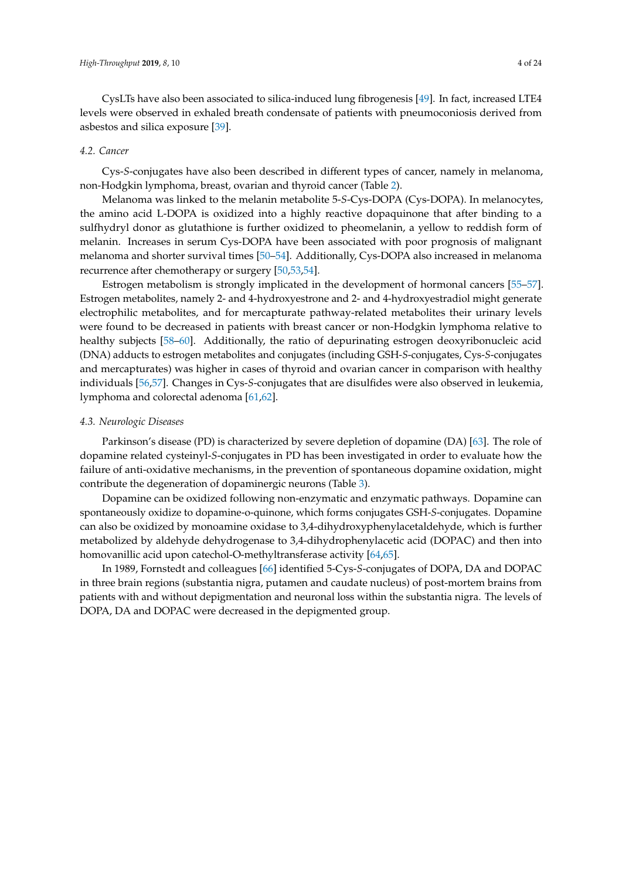CysLTs have also been associated to silica-induced lung fibrogenesis [49]. In fact, increased LTE4 levels were observed in exhaled breath condensate of patients with pneumoconiosis derived from asbestos and silica exposure [39].

### 4.2. Cancer

Cys-*S*-conjugates have also been described in different types of cancer, namely in melanoma, non-Hodgkin lymphoma, breast, ovarian and thyroid cancer (Table 2).

Melanoma was linked to the melanin metabolite 5-*S*-Cys-DOPA (Cys-DOPA). In melanocytes, the amino acid L-DOPA is oxidized into a highly reactive dopaquinone that after binding to a sulfhydryl donor as glutathione is further oxidized to pheomelanin, a yellow to reddish form of melanin. Increases in serum Cys-DOPA have been associated with poor prognosis of malignant melanoma and shorter survival times [50–54]. Additionally, Cys-DOPA also increased in melanoma recurrence after chemotherapy or surgery [50,53,54].

Estrogen metabolism is strongly implicated in the development of hormonal cancers [55–57]. Estrogen metabolites, namely 2- and 4-hydroxyestrone and 2- and 4-hydroxyestradiol might generate electrophilic metabolites, and for mercapturate pathway-related metabolites their urinary levels were found to be decreased in patients with breast cancer or non-Hodgkin lymphoma relative to healthy subjects [58–60]. Additionally, the ratio of depurinating estrogen deoxyribonucleic acid (DNA) adducts to estrogen metabolites and conjugates (including GSH-*S*-conjugates, Cys-*S*-conjugates and mercapturates) was higher in cases of thyroid and ovarian cancer in comparison with healthy individuals [56,57]. Changes in Cys-*S*-conjugates that are disulfides were also observed in leukemia, lymphoma and colorectal adenoma [61,62].

### 4.3. Neurologic Diseases

Parkinson's disease (PD) is characterized by severe depletion of dopamine (DA) [63]. The role of dopamine related cysteinyl-*S*-conjugates in PD has been investigated in order to evaluate how the failure of anti-oxidative mechanisms, in the prevention of spontaneous dopamine oxidation, might contribute the degeneration of dopaminergic neurons (Table 3).

Dopamine can be oxidized following non-enzymatic and enzymatic pathways. Dopamine can spontaneously oxidize to dopamine-o-quinone, which forms conjugates GSH-*S*-conjugates. Dopamine can also be oxidized by monoamine oxidase to 3,4-dihydroxyphenylacetaldehyde, which is further metabolized by aldehyde dehydrogenase to 3,4-dihydrophenylacetic acid (DOPAC) and then into homovanillic acid upon catechol-O-methyltransferase activity [64,65].

In 1989, Fornstedt and colleagues [66] identified 5-Cys-*S*-conjugates of DOPA, DA and DOPAC in three brain regions (substantia nigra, putamen and caudate nucleus) of post-mortem brains from patients with and without depigmentation and neuronal loss within the substantia nigra. The levels of DOPA, DA and DOPAC were decreased in the depigmented group.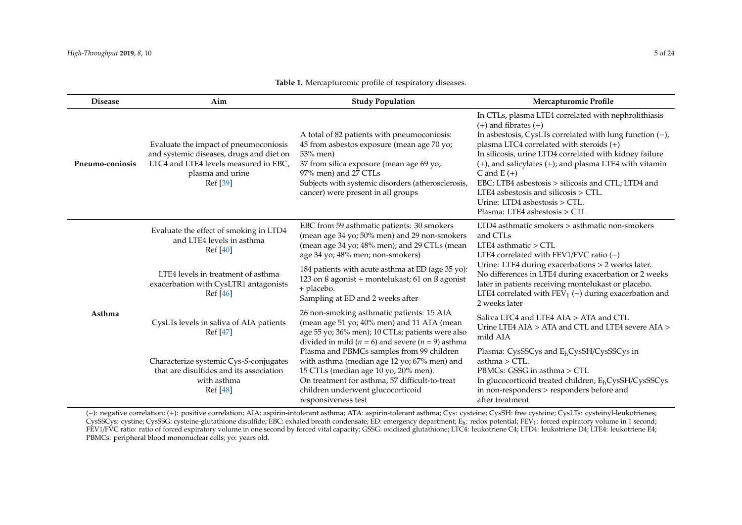**Table 1.** Mercapturomic profile of respiratory diseases.

| Disease | Aim | Study Population | Mercapturomic Profile |
| --- | --- | --- | --- |
| **Pneumo-coniosis** | Evaluate the impact of pneumoconiosis and systemic diseases, drugs and diet on LTC4 and LTE4 levels measured in EBC, plasma and urine Ref [39] | A total of 82 patients with pneumoconiosis: 45 from asbestos exposure (mean age 70 yo; 53% men) 37 from silica exposure (mean age 69 yo; 97% men) and 27 CTLs Subjects with systemic disorders (atherosclerosis, cancer) were present in all groups | In CTLs, plasma LTE4 correlated with nephrolithiasis (+) and fibrates (+) In asbestosis, CysLTs correlated with lung function (−), plasma LTC4 correlated with steroids (+) In silicosis, urine LTD4 correlated with kidney failure (+), and salicylates (+); and plasma LTE4 with vitamin C and E (+) EBC: LTB4 asbestosis > silicosis and CTL; LTD4 and LTE4 asbestosis and silicosis > CTL. Urine: LTD4 asbestosis > CTL. Plasma: LTE4 asbestosis > CTL |
| **Asthma** | Evaluate the effect of smoking in LTD4 and LTE4 levels in asthma Ref [40] | EBC from 59 asthmatic patients: 30 smokers (mean age 34 yo; 50% men) and 29 non-smokers (mean age 34 yo; 48% men); and 29 CTLs (mean age 34 yo; 48% men; non-smokers) | LTD4 asthmatic smokers > asthmatic non-smokers and CTLs LTE4 asthmatic > CTL LTE4 correlated with FEV1/FVC ratio (−) |
| | LTE4 levels in treatment of asthma exacerbation with CysLTR1 antagonists Ref [46] | 184 patients with acute asthma at ED (age 35 yo): 123 on ß agonist + montelukast; 61 on ß agonist + placebo. Sampling at ED and 2 weeks after | Urine: LTE4 during exacerbations > 2 weeks later. No differences in LTE4 during exacerbation or 2 weeks later in patients receiving montelukast or placebo. LTE4 correlated with $FEV_1$ (−) during exacerbation and 2 weeks later |
| | CysLTs levels in saliva of AIA patients Ref [47] | 26 non-smoking asthmatic patients: 15 AIA (mean age 51 yo; 40% men) and 11 ATA (mean age 55 yo; 36% men); 10 CTLs; patients were also divided in mild (*n* = 6) and severe (*n* = 9) asthma | Saliva LTC4 and LTE4 AIA > ATA and CTL Urine LTE4 AIA > ATA and CTL and LTE4 severe AIA > mild AIA |
| | Characterize systemic Cys-*S*-conjugates that are disulfides and its association with asthma Ref [48] | Plasma and PBMCs samples from 99 children with asthma (median age 12 yo; 67% men) and 15 CTLs (median age 10 yo; 20% men). On treatment for asthma, 57 difficult-to-treat children underwent glucocorticoid responsiveness test | Plasma: CysSSCys and $E_h$CysSH/CysSSCys in asthma > CTL. PBMCs: GSSG in asthma > CTL In glucocorticoid treated children, $E_h$CysSH/CysSSCys in non-responders > responders before and after treatment |

(−): negative correlation; (+): positive correlation; AIA: aspirin-intolerant asthma; ATA: aspirin-tolerant asthma; Cys: cysteine; CysSH: free cysteine; CysLTs: cysteinyl-leukotrienes; CysSSCys: cystine; CysSSG: cysteine-glutathione disulfide; EBC: exhaled breath condensate; ED: emergency department; $E_h$: redox potential; $FEV_1$: forced expiratory volume in 1 second; FEV1/FVC ratio: ratio of forced expiratory volume in one second by forced vital capacity; GSSG: oxidized glutathione; LTC4: leukotriene C4; LTD4: leukotriene D4; LTE4: leukotriene E4; PBMCs: peripheral blood mononuclear cells; yo: years old.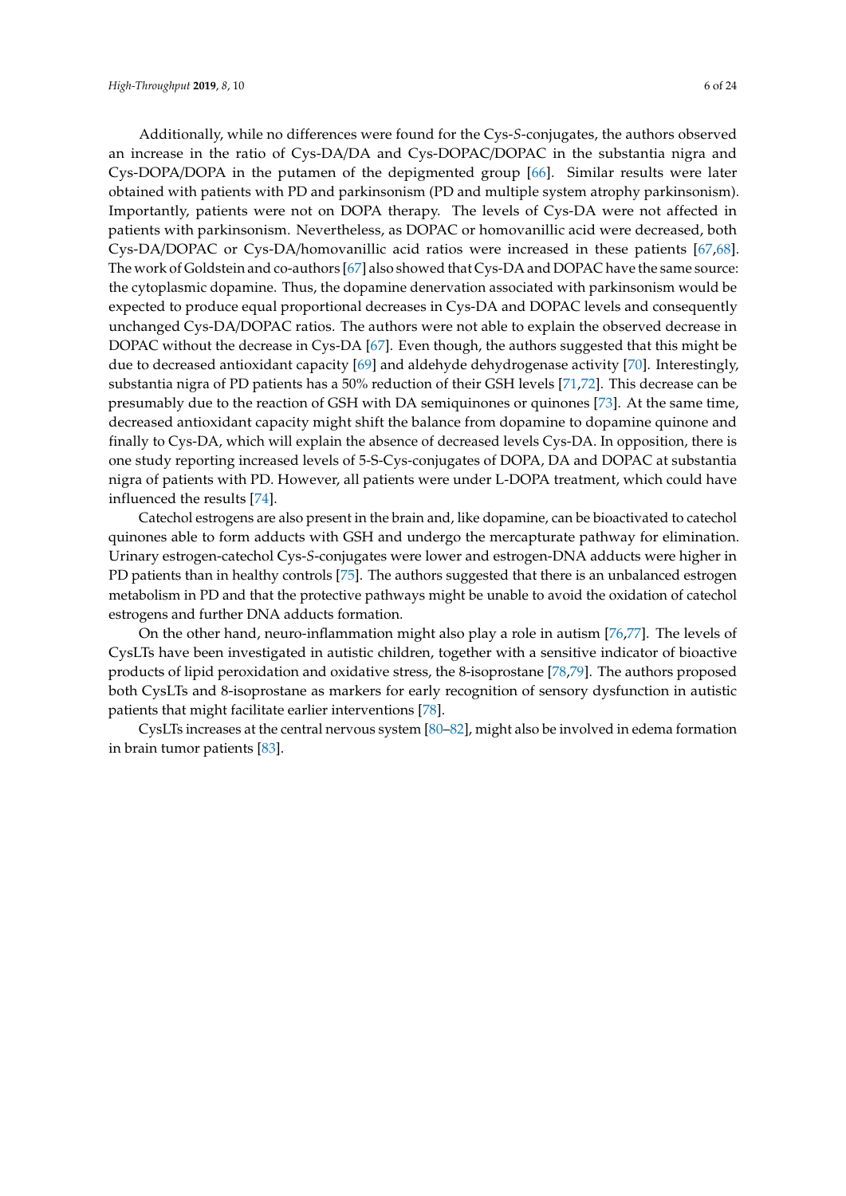Additionally, while no differences were found for the Cys-*S*-conjugates, the authors observed an increase in the ratio of Cys-DA/DA and Cys-DOPAC/DOPAC in the substantia nigra and Cys-DOPA/DOPA in the putamen of the depigmented group [66]. Similar results were later obtained with patients with PD and parkinsonism (PD and multiple system atrophy parkinsonism). Importantly, patients were not on DOPA therapy. The levels of Cys-DA were not affected in patients with parkinsonism. Nevertheless, as DOPAC or homovanillic acid were decreased, both Cys-DA/DOPAC or Cys-DA/homovanillic acid ratios were increased in these patients [67,68]. The work of Goldstein and co-authors [67] also showed that Cys-DA and DOPAC have the same source: the cytoplasmic dopamine. Thus, the dopamine denervation associated with parkinsonism would be expected to produce equal proportional decreases in Cys-DA and DOPAC levels and consequently unchanged Cys-DA/DOPAC ratios. The authors were not able to explain the observed decrease in DOPAC without the decrease in Cys-DA [67]. Even though, the authors suggested that this might be due to decreased antioxidant capacity [69] and aldehyde dehydrogenase activity [70]. Interestingly, substantia nigra of PD patients has a 50% reduction of their GSH levels [71,72]. This decrease can be presumably due to the reaction of GSH with DA semiquinones or quinones [73]. At the same time, decreased antioxidant capacity might shift the balance from dopamine to dopamine quinone and finally to Cys-DA, which will explain the absence of decreased levels Cys-DA. In opposition, there is one study reporting increased levels of 5-S-Cys-conjugates of DOPA, DA and DOPAC at substantia nigra of patients with PD. However, all patients were under L-DOPA treatment, which could have influenced the results [74].

Catechol estrogens are also present in the brain and, like dopamine, can be bioactivated to catechol quinones able to form adducts with GSH and undergo the mercapturate pathway for elimination. Urinary estrogen-catechol Cys-*S*-conjugates were lower and estrogen-DNA adducts were higher in PD patients than in healthy controls [75]. The authors suggested that there is an unbalanced estrogen metabolism in PD and that the protective pathways might be unable to avoid the oxidation of catechol estrogens and further DNA adducts formation.

On the other hand, neuro-inflammation might also play a role in autism [76,77]. The levels of CysLTs have been investigated in autistic children, together with a sensitive indicator of bioactive products of lipid peroxidation and oxidative stress, the 8-isoprostane [78,79]. The authors proposed both CysLTs and 8-isoprostane as markers for early recognition of sensory dysfunction in autistic patients that might facilitate earlier interventions [78].

CysLTs increases at the central nervous system [80–82], might also be involved in edema formation in brain tumor patients [83].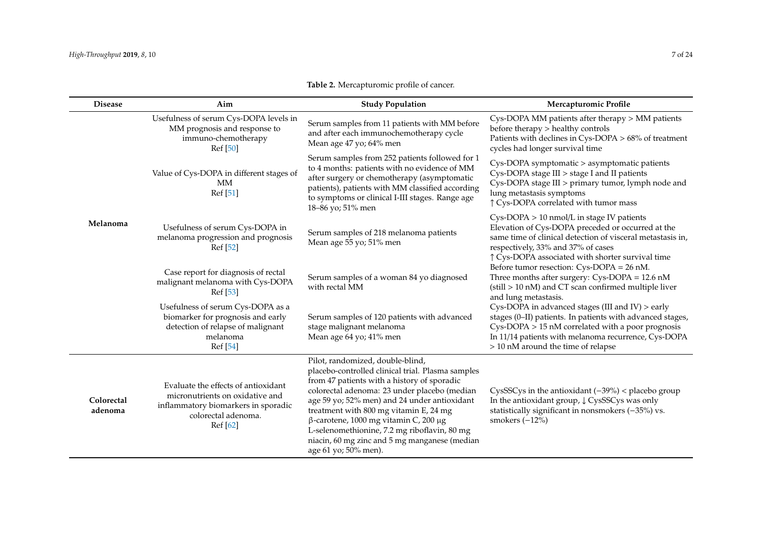**Table 2.** Mercapturomic profile of cancer.

| Disease | Aim | Study Population | Mercapturomic Profile |
|---|---|---|---|
| Melanoma | Usefulness of serum Cys-DOPA levels in MM prognosis and response to immuno-chemotherapy Ref [50] | Serum samples from 11 patients with MM before and after each immunochemotherapy cycle Mean age 47 yo; 64% men | Cys-DOPA MM patients after therapy > MM patients before therapy > healthy controls Patients with declines in Cys-DOPA > 68% of treatment cycles had longer survival time |
| | Value of Cys-DOPA in different stages of MM Ref [51] | Serum samples from 252 patients followed for 1 to 4 months: patients with no evidence of MM after surgery or chemotherapy (asymptomatic patients), patients with MM classified according to symptoms or clinical I-III stages. Range age 18–86 yo; 51% men | Cys-DOPA symptomatic > asymptomatic patients Cys-DOPA stage III > stage I and II patients Cys-DOPA stage III > primary tumor, lymph node and lung metastasis symptoms ↑ Cys-DOPA correlated with tumor mass |
| | Usefulness of serum Cys-DOPA in melanoma progression and prognosis Ref [52] | Serum samples of 218 melanoma patients Mean age 55 yo; 51% men | Cys-DOPA > 10 nmol/L in stage IV patients Elevation of Cys-DOPA preceded or occurred at the same time of clinical detection of visceral metastasis in, respectively, 33% and 37% of cases ↑ Cys-DOPA associated with shorter survival time |
| | Case report for diagnosis of rectal malignant melanoma with Cys-DOPA Ref [53] | Serum samples of a woman 84 yo diagnosed with rectal MM | Before tumor resection: Cys-DOPA = 26 nM. Three months after surgery: Cys-DOPA = 12.6 nM (still > 10 nM) and CT scan confirmed multiple liver and lung metastasis. |
| | Usefulness of serum Cys-DOPA as a biomarker for prognosis and early detection of relapse of malignant melanoma Ref [54] | Serum samples of 120 patients with advanced stage malignant melanoma Mean age 64 yo; 41% men | Cys-DOPA in advanced stages (III and IV) > early stages (0–II) patients. In patients with advanced stages, Cys-DOPA > 15 nM correlated with a poor prognosis In 11/14 patients with melanoma recurrence, Cys-DOPA > 10 nM around the time of relapse |
| Colorectal adenoma | Evaluate the effects of antioxidant micronutrients on oxidative and inflammatory biomarkers in sporadic colorectal adenoma. Ref [62] | Pilot, randomized, double-blind, placebo-controlled clinical trial. Plasma samples from 47 patients with a history of sporadic colorectal adenoma: 23 under placebo (median age 59 yo; 52% men) and 24 under antioxidant treatment with 800 mg vitamin E, 24 mg β-carotene, 1000 mg vitamin C, 200 μg L-selenomethionine, 7.2 mg riboflavin, 80 mg niacin, 60 mg zinc and 5 mg manganese (median age 61 yo; 50% men). | CysSSCys in the antioxidant (−39%) < placebo group In the antioxidant group, ↓ CysSSCys was only statistically significant in nonsmokers (−35%) vs. smokers (−12%) |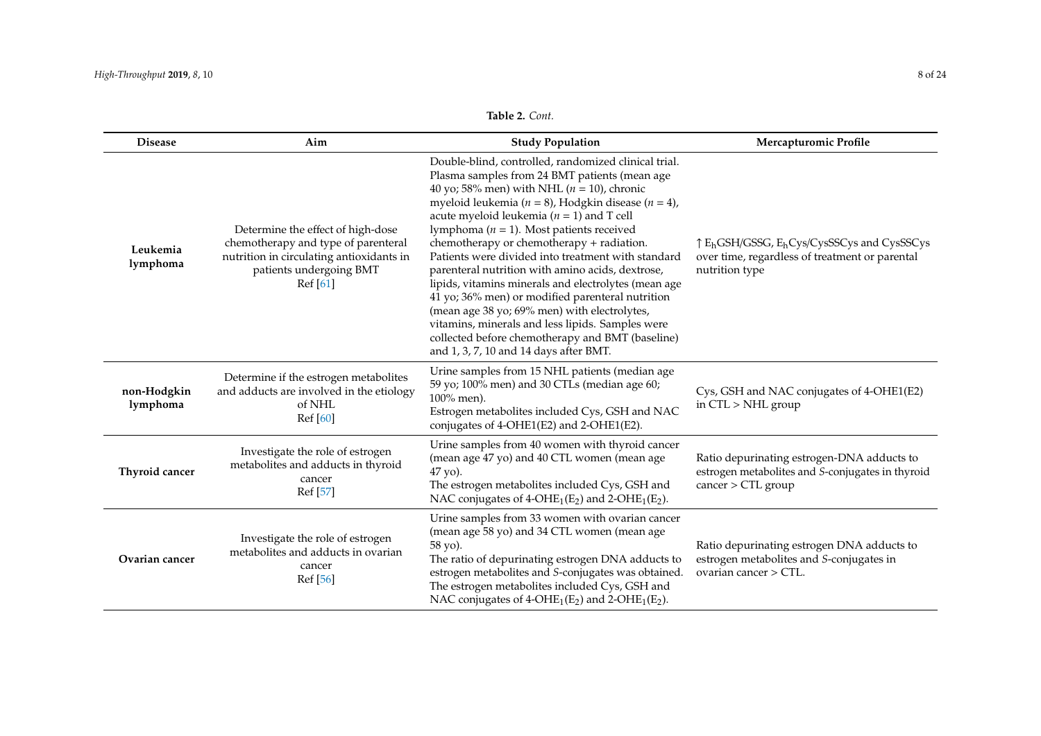**Table 2.** *Cont.*

| Disease | Aim | Study Population | Mercapturomic Profile |
|---|---|---|---|
| **Leukemia lymphoma** | Determine the effect of high-dose chemotherapy and type of parenteral nutrition in circulating antioxidants in patients undergoing BMT Ref [61] | Double-blind, controlled, randomized clinical trial. Plasma samples from 24 BMT patients (mean age 40 yo; 58% men) with NHL (*n* = 10), chronic myeloid leukemia (*n* = 8), Hodgkin disease (*n* = 4), acute myeloid leukemia (*n* = 1) and T cell lymphoma (*n* = 1). Most patients received chemotherapy or chemotherapy + radiation. Patients were divided into treatment with standard parenteral nutrition with amino acids, dextrose, lipids, vitamins minerals and electrolytes (mean age 41 yo; 36% men) or modified parenteral nutrition (mean age 38 yo; 69% men) with electrolytes, vitamins, minerals and less lipids. Samples were collected before chemotherapy and BMT (baseline) and 1, 3, 7, 10 and 14 days after BMT. | ↑ $E_h$GSH/GSSG, $E_h$Cys/CysSSCys and CysSSCys over time, regardless of treatment or parental nutrition type |
| **non-Hodgkin lymphoma** | Determine if the estrogen metabolites and adducts are involved in the etiology of NHL Ref [60] | Urine samples from 15 NHL patients (median age 59 yo; 100% men) and 30 CTLs (median age 60; 100% men). Estrogen metabolites included Cys, GSH and NAC conjugates of 4-OHE1(E2) and 2-OHE1(E2). | Cys, GSH and NAC conjugates of 4-OHE1(E2) in CTL > NHL group |
| **Thyroid cancer** | Investigate the role of estrogen metabolites and adducts in thyroid cancer Ref [57] | Urine samples from 40 women with thyroid cancer (mean age 47 yo) and 40 CTL women (mean age 47 yo). The estrogen metabolites included Cys, GSH and NAC conjugates of 4-$OHE_1(E_2)$ and 2-$OHE_1(E_2)$. | Ratio depurinating estrogen-DNA adducts to estrogen metabolites and *S*-conjugates in thyroid cancer > CTL group |
| **Ovarian cancer** | Investigate the role of estrogen metabolites and adducts in ovarian cancer Ref [56] | Urine samples from 33 women with ovarian cancer (mean age 58 yo) and 34 CTL women (mean age 58 yo). The ratio of depurinating estrogen DNA adducts to estrogen metabolites and *S*-conjugates was obtained. The estrogen metabolites included Cys, GSH and NAC conjugates of 4-$OHE_1(E_2)$ and 2-$OHE_1(E_2)$. | Ratio depurinating estrogen DNA adducts to estrogen metabolites and *S*-conjugates in ovarian cancer > CTL. |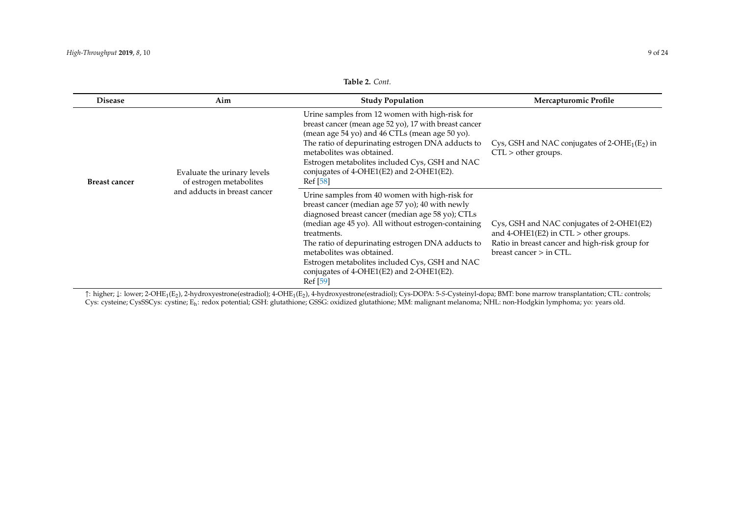**Table 2.** *Cont.*

| Disease | Aim | Study Population | Mercapturomic Profile |
|---|---|---|---|
| **Breast cancer** | Evaluate the urinary levels of estrogen metabolites and adducts in breast cancer | Urine samples from 12 women with high-risk for breast cancer (mean age 52 yo), 17 with breast cancer (mean age 54 yo) and 46 CTLs (mean age 50 yo). The ratio of depurinating estrogen DNA adducts to metabolites was obtained. Estrogen metabolites included Cys, GSH and NAC conjugates of 4-OHE1(E2) and 2-OHE1(E2). Ref [58] | Cys, GSH and NAC conjugates of 2-$OHE_1(E_2)$ in CTL > other groups. |
| | | Urine samples from 40 women with high-risk for breast cancer (median age 57 yo); 40 with newly diagnosed breast cancer (median age 58 yo); CTLs (median age 45 yo). All without estrogen-containing treatments. The ratio of depurinating estrogen DNA adducts to metabolites was obtained. Estrogen metabolites included Cys, GSH and NAC conjugates of 4-OHE1(E2) and 2-OHE1(E2). Ref [59] | Cys, GSH and NAC conjugates of 2-OHE1(E2) and 4-OHE1(E2) in CTL > other groups. Ratio in breast cancer and high-risk group for breast cancer > in CTL. |

↑: higher; ↓: lower; 2-$OHE_1(E_2)$, 2-hydroxyestrone(estradiol); 4-$OHE_1(E_2)$, 4-hydroxyestrone(estradiol); Cys-DOPA: 5-*S*-Cysteinyl-dopa; BMT: bone marrow transplantation; CTL: controls; Cys: cysteine; CysSSCys: cystine; $E_h$: redox potential; GSH: glutathione; GSSG: oxidized glutathione; MM: malignant melanoma; NHL: non-Hodgkin lymphoma; yo: years old.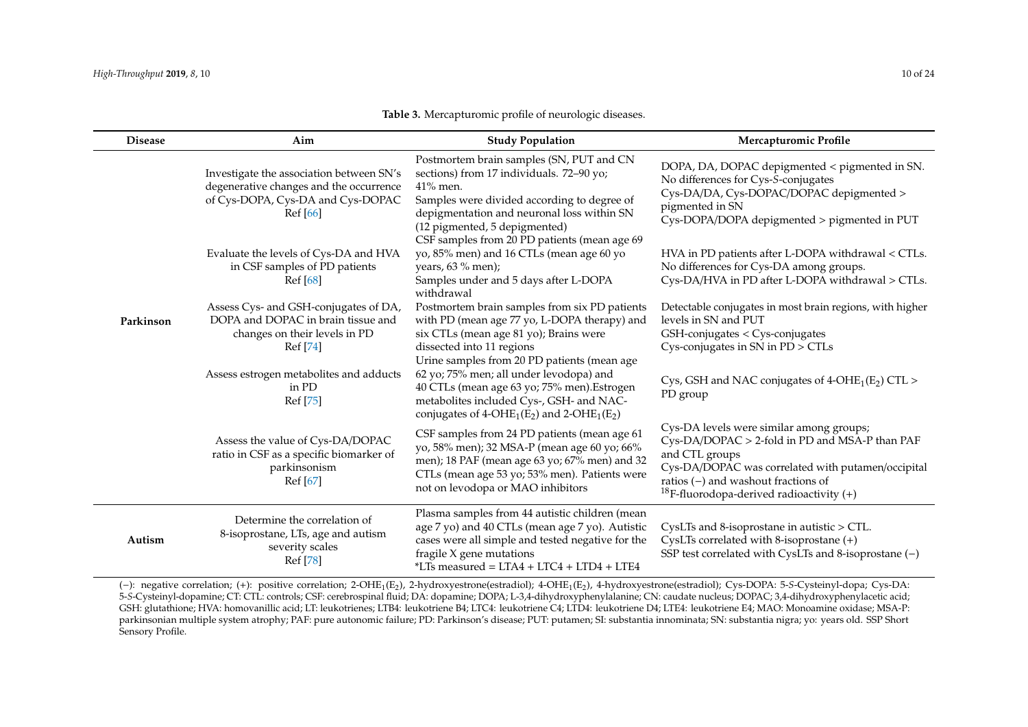**Table 3.** Mercapturomic profile of neurologic diseases.

| Disease | Aim | Study Population | Mercapturomic Profile |
|---|---|---|---|
| Parkinson | Investigate the association between SN's degenerative changes and the occurrence of Cys-DOPA, Cys-DA and Cys-DOPAC Ref [66] | Postmortem brain samples (SN, PUT and CN sections) from 17 individuals. 72–90 yo; 41% men. Samples were divided according to degree of depigmentation and neuronal loss within SN (12 pigmented, 5 depigmented) | DOPA, DA, DOPAC depigmented < pigmented in SN. No differences for Cys-*S*-conjugates Cys-DA/DA, Cys-DOPAC/DOPAC depigmented > pigmented in SN Cys-DOPA/DOPA depigmented > pigmented in PUT |
| | Evaluate the levels of Cys-DA and HVA in CSF samples of PD patients Ref [68] | CSF samples from 20 PD patients (mean age 69 yo, 85% men) and 16 CTLs (mean age 60 yo years, 63 % men); Samples under and 5 days after L-DOPA withdrawal | HVA in PD patients after L-DOPA withdrawal < CTLs. No differences for Cys-DA among groups. Cys-DA/HVA in PD after L-DOPA withdrawal > CTLs. |
| | Assess Cys- and GSH-conjugates of DA, DOPA and DOPAC in brain tissue and changes on their levels in PD Ref [74] | Postmortem brain samples from six PD patients with PD (mean age 77 yo, L-DOPA therapy) and six CTLs (mean age 81 yo); Brains were dissected into 11 regions | Detectable conjugates in most brain regions, with higher levels in SN and PUT GSH-conjugates < Cys-conjugates Cys-conjugates in SN in PD > CTLs |
| | Assess estrogen metabolites and adducts in PD Ref [75] | Urine samples from 20 PD patients (mean age 62 yo; 75% men; all under levodopa) and 40 CTLs (mean age 63 yo; 75% men).Estrogen metabolites included Cys-, GSH- and NAC-conjugates of 4-$OHE_1(E_2)$ and 2-$OHE_1(E_2)$ | Cys, GSH and NAC conjugates of 4-$OHE_1(E_2)$ CTL > PD group |
| | Assess the value of Cys-DA/DOPAC ratio in CSF as a specific biomarker of parkinsonism Ref [67] | CSF samples from 24 PD patients (mean age 61 yo, 58% men); 32 MSA-P (mean age 60 yo; 66% men); 18 PAF (mean age 63 yo; 67% men) and 32 CTLs (mean age 53 yo; 53% men). Patients were not on levodopa or MAO inhibitors | Cys-DA levels were similar among groups; Cys-DA/DOPAC > 2-fold in PD and MSA-P than PAF and CTL groups Cys-DA/DOPAC was correlated with putamen/occipital ratios (−) and washout fractions of $^{18}$F-fluorodopa-derived radioactivity (+) |
| Autism | Determine the correlation of 8-isoprostane, LTs, age and autism severity scales Ref [78] | Plasma samples from 44 autistic children (mean age 7 yo) and 40 CTLs (mean age 7 yo). Autistic cases were all simple and tested negative for the fragile X gene mutations *LTs measured = LTA4 + LTC4 + LTD4 + LTE4 | CysLTs and 8-isoprostane in autistic > CTL. CysLTs correlated with 8-isoprostane (+) SSP test correlated with CysLTs and 8-isoprostane (−) |

(−): negative correlation; (+): positive correlation; 2-$OHE_1(E_2)$, 2-hydroxyestrone(estradiol); 4-$OHE_1(E_2)$, 4-hydroxyestrone(estradiol); Cys-DOPA: 5-*S*-Cysteinyl-dopa; Cys-DA: 5-*S*-Cysteinyl-dopamine; CT: CTL: controls; CSF: cerebrospinal fluid; DA: dopamine; DOPA; L-3,4-dihydroxyphenylalanine; CN: caudate nucleus; DOPAC; 3,4-dihydroxyphenylacetic acid; GSH: glutathione; HVA: homovanillic acid; LT: leukotrienes; LTB4: leukotriene B4; LTC4: leukotriene C4; LTD4: leukotriene D4; LTE4: leukotriene E4; MAO: Monoamine oxidase; MSA-P: parkinsonian multiple system atrophy; PAF: pure autonomic failure; PD: Parkinson's disease; PUT: putamen; SI: substantia innominata; SN: substantia nigra; yo: years old. SSP Short Sensory Profile.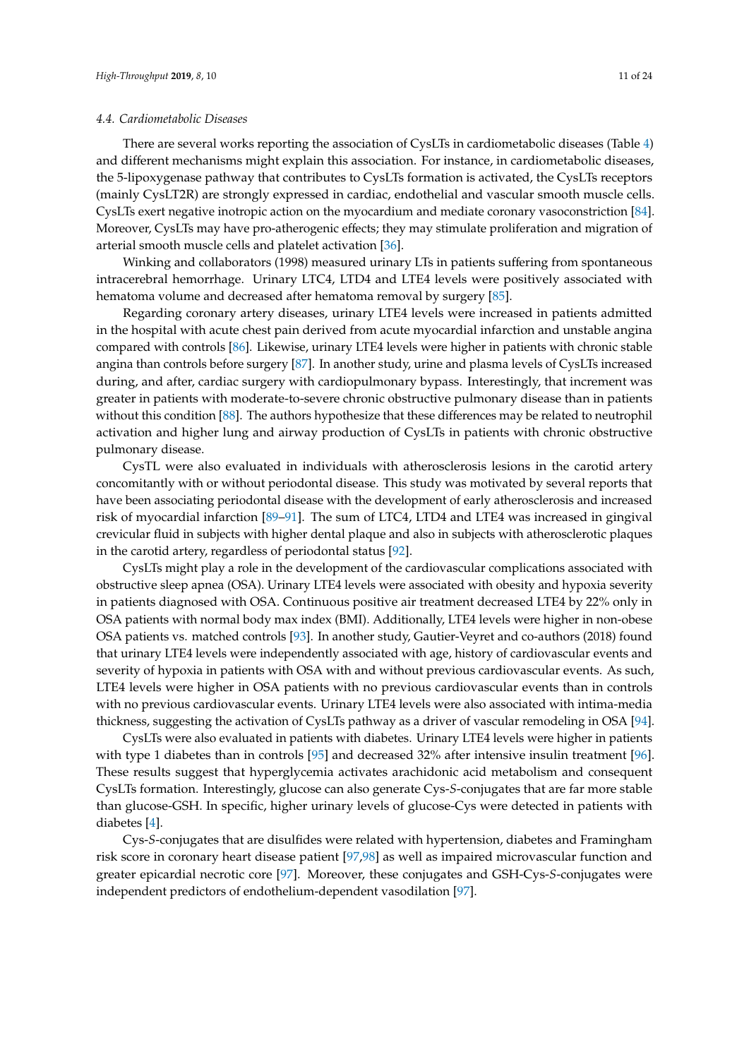### 4.4. Cardiometabolic Diseases

There are several works reporting the association of CysLTs in cardiometabolic diseases (Table 4) and different mechanisms might explain this association. For instance, in cardiometabolic diseases, the 5-lipoxygenase pathway that contributes to CysLTs formation is activated, the CysLTs receptors (mainly CysLT2R) are strongly expressed in cardiac, endothelial and vascular smooth muscle cells. CysLTs exert negative inotropic action on the myocardium and mediate coronary vasoconstriction [84]. Moreover, CysLTs may have pro-atherogenic effects; they may stimulate proliferation and migration of arterial smooth muscle cells and platelet activation [36].

Winking and collaborators (1998) measured urinary LTs in patients suffering from spontaneous intracerebral hemorrhage. Urinary LTC4, LTD4 and LTE4 levels were positively associated with hematoma volume and decreased after hematoma removal by surgery [85].

Regarding coronary artery diseases, urinary LTE4 levels were increased in patients admitted in the hospital with acute chest pain derived from acute myocardial infarction and unstable angina compared with controls [86]. Likewise, urinary LTE4 levels were higher in patients with chronic stable angina than controls before surgery [87]. In another study, urine and plasma levels of CysLTs increased during, and after, cardiac surgery with cardiopulmonary bypass. Interestingly, that increment was greater in patients with moderate-to-severe chronic obstructive pulmonary disease than in patients without this condition [88]. The authors hypothesize that these differences may be related to neutrophil activation and higher lung and airway production of CysLTs in patients with chronic obstructive pulmonary disease.

CysTL were also evaluated in individuals with atherosclerosis lesions in the carotid artery concomitantly with or without periodontal disease. This study was motivated by several reports that have been associating periodontal disease with the development of early atherosclerosis and increased risk of myocardial infarction [89–91]. The sum of LTC4, LTD4 and LTE4 was increased in gingival crevicular fluid in subjects with higher dental plaque and also in subjects with atherosclerotic plaques in the carotid artery, regardless of periodontal status [92].

CysLTs might play a role in the development of the cardiovascular complications associated with obstructive sleep apnea (OSA). Urinary LTE4 levels were associated with obesity and hypoxia severity in patients diagnosed with OSA. Continuous positive air treatment decreased LTE4 by 22% only in OSA patients with normal body max index (BMI). Additionally, LTE4 levels were higher in non-obese OSA patients vs. matched controls [93]. In another study, Gautier-Veyret and co-authors (2018) found that urinary LTE4 levels were independently associated with age, history of cardiovascular events and severity of hypoxia in patients with OSA with and without previous cardiovascular events. As such, LTE4 levels were higher in OSA patients with no previous cardiovascular events than in controls with no previous cardiovascular events. Urinary LTE4 levels were also associated with intima-media thickness, suggesting the activation of CysLTs pathway as a driver of vascular remodeling in OSA [94].

CysLTs were also evaluated in patients with diabetes. Urinary LTE4 levels were higher in patients with type 1 diabetes than in controls [95] and decreased 32% after intensive insulin treatment [96]. These results suggest that hyperglycemia activates arachidonic acid metabolism and consequent CysLTs formation. Interestingly, glucose can also generate Cys-*S*-conjugates that are far more stable than glucose-GSH. In specific, higher urinary levels of glucose-Cys were detected in patients with diabetes [4].

Cys-*S*-conjugates that are disulfides were related with hypertension, diabetes and Framingham risk score in coronary heart disease patient [97,98] as well as impaired microvascular function and greater epicardial necrotic core [97]. Moreover, these conjugates and GSH-Cys-*S*-conjugates were independent predictors of endothelium-dependent vasodilation [97].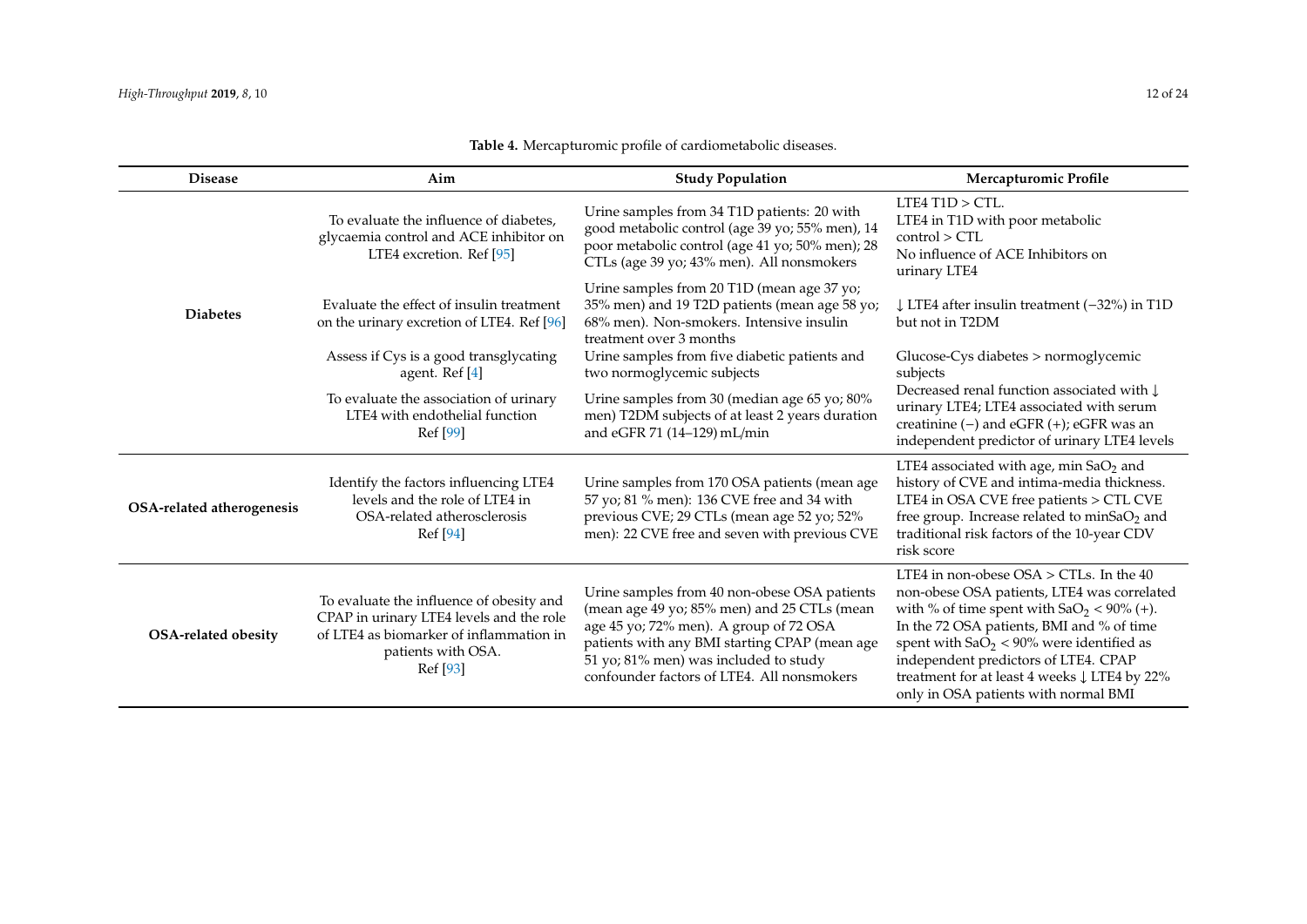**Table 4.** Mercapturomic profile of cardiometabolic diseases.

| Disease | Aim | Study Population | Mercapturomic Profile |
| --- | --- | --- | --- |
| **Diabetes** | To evaluate the influence of diabetes, glycaemia control and ACE inhibitor on LTE4 excretion. Ref [95] | Urine samples from 34 T1D patients: 20 with good metabolic control (age 39 yo; 55% men), 14 poor metabolic control (age 41 yo; 50% men); 28 CTLs (age 39 yo; 43% men). All nonsmokers | LTE4 T1D > CTL. LTE4 in T1D with poor metabolic control > CTL No influence of ACE Inhibitors on urinary LTE4 |
| | Evaluate the effect of insulin treatment on the urinary excretion of LTE4. Ref [96] | Urine samples from 20 T1D (mean age 37 yo; 35% men) and 19 T2D patients (mean age 58 yo; 68% men). Non-smokers. Intensive insulin treatment over 3 months | ↓ LTE4 after insulin treatment (−32%) in T1D but not in T2DM |
| | Assess if Cys is a good transglycating agent. Ref [4] | Urine samples from five diabetic patients and two normoglycemic subjects | Glucose-Cys diabetes > normoglycemic subjects |
| | To evaluate the association of urinary LTE4 with endothelial function Ref [99] | Urine samples from 30 (median age 65 yo; 80% men) T2DM subjects of at least 2 years duration and eGFR 71 (14–129) mL/min | Decreased renal function associated with ↓ urinary LTE4; LTE4 associated with serum creatinine (−) and eGFR (+); eGFR was an independent predictor of urinary LTE4 levels |
| **OSA-related atherogenesis** | Identify the factors influencing LTE4 levels and the role of LTE4 in OSA-related atherosclerosis Ref [94] | Urine samples from 170 OSA patients (mean age 57 yo; 81 % men): 136 CVE free and 34 with previous CVE; 29 CTLs (mean age 52 yo; 52% men): 22 CVE free and seven with previous CVE | LTE4 associated with age, min $SaO_2$ and history of CVE and intima-media thickness. LTE4 in OSA CVE free patients > CTL CVE free group. Increase related to min$SaO_2$ and traditional risk factors of the 10-year CDV risk score |
| **OSA-related obesity** | To evaluate the influence of obesity and CPAP in urinary LTE4 levels and the role of LTE4 as biomarker of inflammation in patients with OSA. Ref [93] | Urine samples from 40 non-obese OSA patients (mean age 49 yo; 85% men) and 25 CTLs (mean age 45 yo; 72% men). A group of 72 OSA patients with any BMI starting CPAP (mean age 51 yo; 81% men) was included to study confounder factors of LTE4. All nonsmokers | LTE4 in non-obese OSA > CTLs. In the 40 non-obese OSA patients, LTE4 was correlated with % of time spent with $SaO_2 < 90\%$ (+). In the 72 OSA patients, BMI and % of time spent with $SaO_2 < 90\%$ were identified as independent predictors of LTE4. CPAP treatment for at least 4 weeks ↓ LTE4 by 22% only in OSA patients with normal BMI |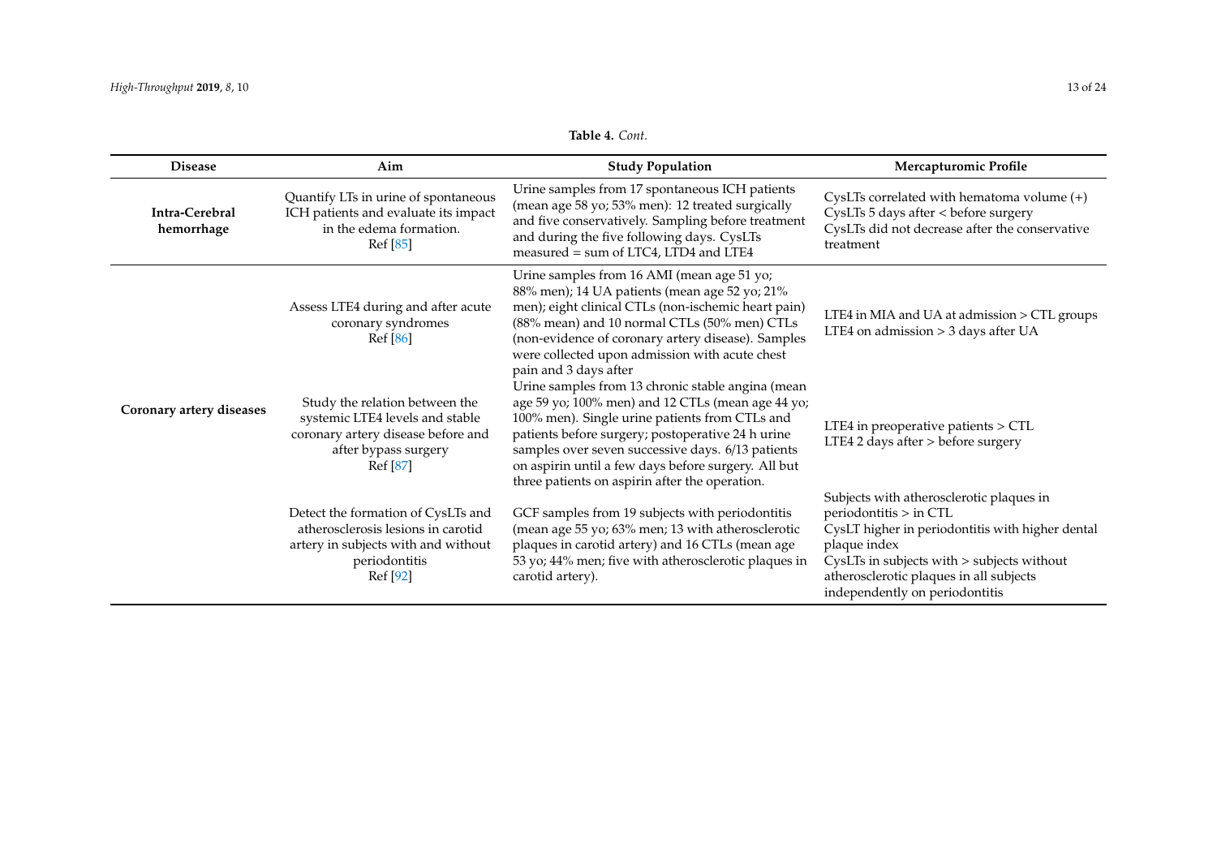**Table 4.** *Cont.*

| Disease | Aim | Study Population | Mercapturomic Profile |
|---|---|---|---|
| **Intra-Cerebral hemorrhage** | Quantify LTs in urine of spontaneous ICH patients and evaluate its impact in the edema formation. Ref [85] | Urine samples from 17 spontaneous ICH patients (mean age 58 yo; 53% men): 12 treated surgically and five conservatively. Sampling before treatment and during the five following days. CysLTs measured = sum of LTC4, LTD4 and LTE4 | CysLTs correlated with hematoma volume (+)<br>CysLTs 5 days after < before surgery<br>CysLTs did not decrease after the conservative treatment |
| **Coronary artery diseases** | Assess LTE4 during and after acute coronary syndromes Ref [86] | Urine samples from 16 AMI (mean age 51 yo; 88% men); 14 UA patients (mean age 52 yo; 21% men); eight clinical CTLs (non-ischemic heart pain) (88% mean) and 10 normal CTLs (50% men) CTLs (non-evidence of coronary artery disease). Samples were collected upon admission with acute chest pain and 3 days after | LTE4 in MIA and UA at admission > CTL groups<br>LTE4 on admission > 3 days after UA |
| | Study the relation between the systemic LTE4 levels and stable coronary artery disease before and after bypass surgery Ref [87] | Urine samples from 13 chronic stable angina (mean age 59 yo; 100% men) and 12 CTLs (mean age 44 yo; 100% men). Single urine patients from CTLs and patients before surgery; postoperative 24 h urine samples over seven successive days. 6/13 patients on aspirin until a few days before surgery. All but three patients on aspirin after the operation. | LTE4 in preoperative patients > CTL<br>LTE4 2 days after > before surgery |
| | Detect the formation of CysLTs and atherosclerosis lesions in carotid artery in subjects with and without periodontitis Ref [92] | GCF samples from 19 subjects with periodontitis (mean age 55 yo; 63% men; 13 with atherosclerotic plaques in carotid artery) and 16 CTLs (mean age 53 yo; 44% men; five with atherosclerotic plaques in carotid artery). | Subjects with atherosclerotic plaques in periodontitis > in CTL<br>CysLT higher in periodontitis with higher dental plaque index<br>CysLTs in subjects with > subjects without atherosclerotic plaques in all subjects independently on periodontitis |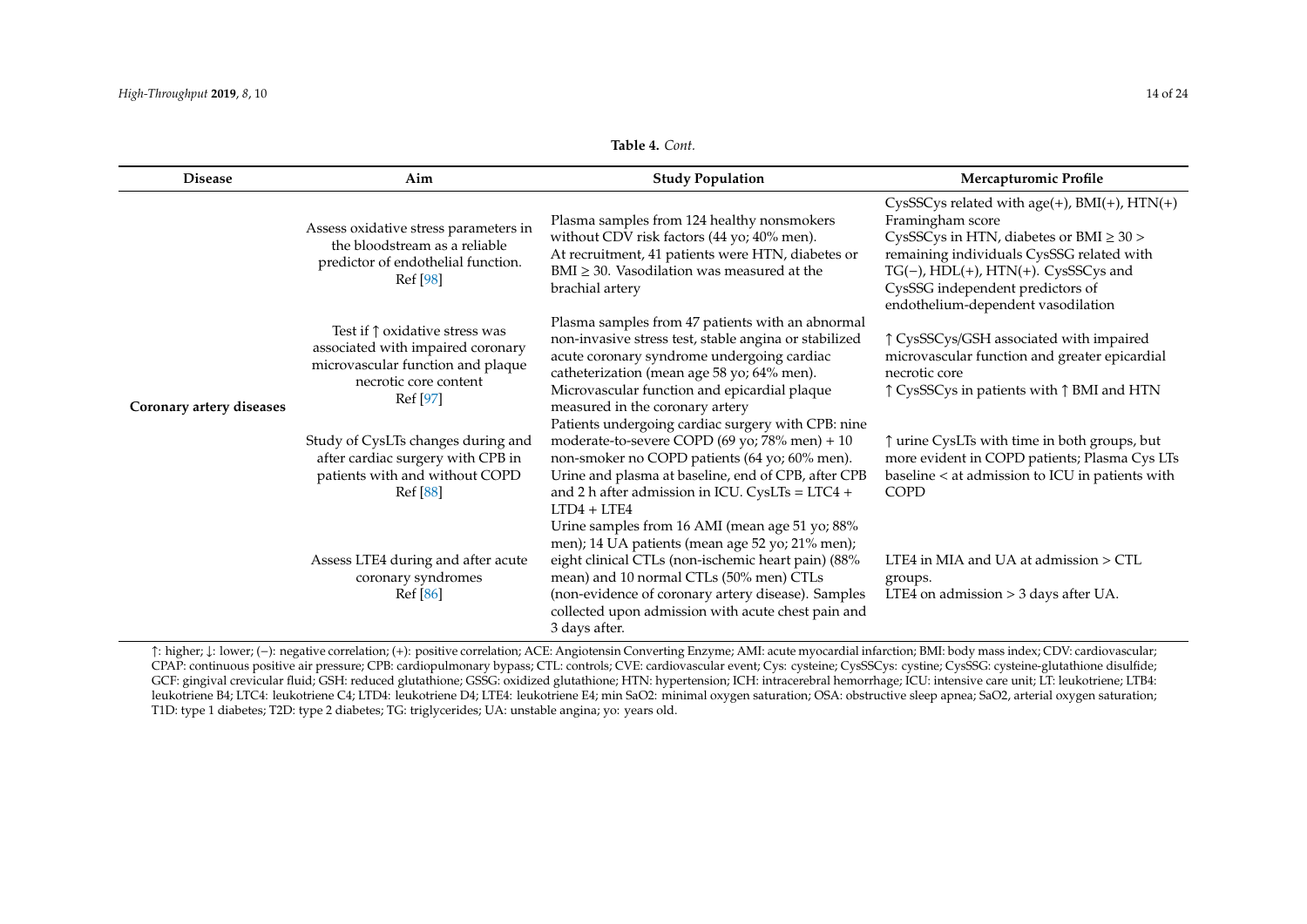**Table 4.** *Cont.*

| Disease | Aim | Study Population | Mercapturomic Profile |
| --- | --- | --- | --- |
| Coronary artery diseases | Assess oxidative stress parameters in the bloodstream as a reliable predictor of endothelial function. Ref [98] | Plasma samples from 124 healthy nonsmokers without CDV risk factors (44 yo; 40% men). At recruitment, 41 patients were HTN, diabetes or BMI ≥ 30. Vasodilation was measured at the brachial artery | CysSSCys related with age(+), BMI(+), HTN(+) Framingham score CysSSCys in HTN, diabetes or BMI ≥ 30 > remaining individuals CysSSG related with TG(−), HDL(+), HTN(+). CysSSCys and CysSSG independent predictors of endothelium-dependent vasodilation |
| | Test if ↑ oxidative stress was associated with impaired coronary microvascular function and plaque necrotic core content Ref [97] | Plasma samples from 47 patients with an abnormal non-invasive stress test, stable angina or stabilized acute coronary syndrome undergoing cardiac catheterization (mean age 58 yo; 64% men). Microvascular function and epicardial plaque measured in the coronary artery | ↑ CysSSCys/GSH associated with impaired microvascular function and greater epicardial necrotic core ↑ CysSSCys in patients with ↑ BMI and HTN |
| | Study of CysLTs changes during and after cardiac surgery with CPB in patients with and without COPD Ref [88] | Patients undergoing cardiac surgery with CPB: nine moderate-to-severe COPD (69 yo; 78% men) + 10 non-smoker no COPD patients (64 yo; 60% men). Urine and plasma at baseline, end of CPB, after CPB and 2 h after admission in ICU. CysLTs = LTC4 + LTD4 + LTE4 | ↑ urine CysLTs with time in both groups, but more evident in COPD patients; Plasma Cys LTs baseline < at admission to ICU in patients with COPD |
| | Assess LTE4 during and after acute coronary syndromes Ref [86] | Urine samples from 16 AMI (mean age 51 yo; 88% men); 14 UA patients (mean age 52 yo; 21% men); eight clinical CTLs (non-ischemic heart pain) (88% mean) and 10 normal CTLs (50% men) CTLs (non-evidence of coronary artery disease). Samples collected upon admission with acute chest pain and 3 days after. | LTE4 in MIA and UA at admission > CTL groups. LTE4 on admission > 3 days after UA. |

↑: higher; ↓: lower; (−): negative correlation; (+): positive correlation; ACE: Angiotensin Converting Enzyme; AMI: acute myocardial infarction; BMI: body mass index; CDV: cardiovascular; CPAP: continuous positive air pressure; CPB: cardiopulmonary bypass; CTL: controls; CVE: cardiovascular event; Cys: cysteine; CysSSCys: cystine; CysSSG: cysteine-glutathione disulfide; GCF: gingival crevicular fluid; GSH: reduced glutathione; GSSG: oxidized glutathione; HTN: hypertension; ICH: intracerebral hemorrhage; ICU: intensive care unit; LT: leukotriene; LTB4: leukotriene B4; LTC4: leukotriene C4; LTD4: leukotriene D4; LTE4: leukotriene E4; min SaO2: minimal oxygen saturation; OSA: obstructive sleep apnea; SaO2, arterial oxygen saturation; T1D: type 1 diabetes; T2D: type 2 diabetes; TG: triglycerides; UA: unstable angina; yo: years old.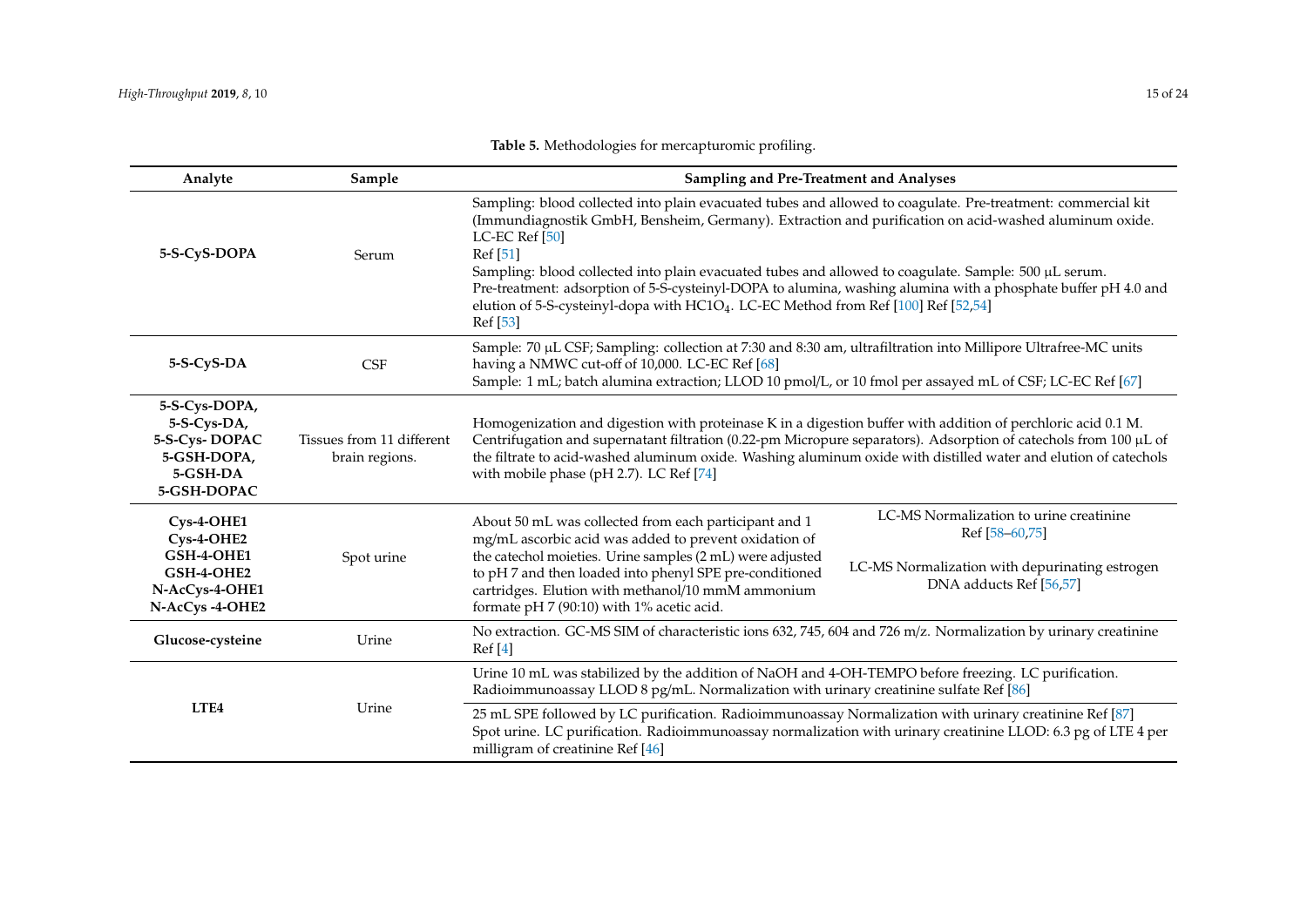**Table 5.** Methodologies for mercapturomic profiling.

| Analyte | Sample | Sampling and Pre-Treatment and Analyses | |
|---|---|---|---|
| **5-S-CyS-DOPA** | Serum | Sampling: blood collected into plain evacuated tubes and allowed to coagulate. Pre-treatment: commercial kit (Immundiagnostik GmbH, Bensheim, Germany). Extraction and purification on acid-washed aluminum oxide. LC-EC Ref [50]<br>Ref [51]<br>Sampling: blood collected into plain evacuated tubes and allowed to coagulate. Sample: 500 µL serum. Pre-treatment: adsorption of 5-S-cysteinyl-DOPA to alumina, washing alumina with a phosphate buffer pH 4.0 and elution of 5-S-cysteinyl-dopa with $HClO_4$. LC-EC Method from Ref [100] Ref [52,54]<br>Ref [53] | |
| **5-S-CyS-DA** | CSF | Sample: 70 µL CSF; Sampling: collection at 7:30 and 8:30 am, ultrafiltration into Millipore Ultrafree-MC units having a NMWC cut-off of 10,000. LC-EC Ref [68]<br>Sample: 1 mL; batch alumina extraction; LLOD 10 pmol/L, or 10 fmol per assayed mL of CSF; LC-EC Ref [67] | |
| **5-S-Cys-DOPA, 5-S-Cys-DA, 5-S-Cys- DOPAC 5-GSH-DOPA, 5-GSH-DA 5-GSH-DOPAC** | Tissues from 11 different brain regions. | Homogenization and digestion with proteinase K in a digestion buffer with addition of perchloric acid 0.1 M. Centrifugation and supernatant filtration (0.22-pm Micropure separators). Adsorption of catechols from 100 µL of the filtrate to acid-washed aluminum oxide. Washing aluminum oxide with distilled water and elution of catechols with mobile phase (pH 2.7). LC Ref [74] | |
| **Cys-4-OHE1 Cys-4-OHE2 GSH-4-OHE1 GSH-4-OHE2 N-AcCys-4-OHE1 N-AcCys -4-OHE2** | Spot urine | About 50 mL was collected from each participant and 1 mg/mL ascorbic acid was added to prevent oxidation of the catechol moieties. Urine samples (2 mL) were adjusted to pH 7 and then loaded into phenyl SPE pre-conditioned cartridges. Elution with methanol/10 mmM ammonium formate pH 7 (90:10) with 1% acetic acid. | LC-MS Normalization to urine creatinine Ref [58–60,75]<br><br>LC-MS Normalization with depurinating estrogen DNA adducts Ref [56,57] |
| **Glucose-cysteine** | Urine | No extraction. GC-MS SIM of characteristic ions 632, 745, 604 and 726 m/z. Normalization by urinary creatinine Ref [4] | |
| **LTE4** | Urine | Urine 10 mL was stabilized by the addition of NaOH and 4-OH-TEMPO before freezing. LC purification. Radioimmunoassay LLOD 8 pg/mL. Normalization with urinary creatinine sulfate Ref [86] | |
| | | 25 mL SPE followed by LC purification. Radioimmunoassay Normalization with urinary creatinine Ref [87]<br>Spot urine. LC purification. Radioimmunoassay normalization with urinary creatinine LLOD: 6.3 pg of LTE 4 per milligram of creatinine Ref [46] | |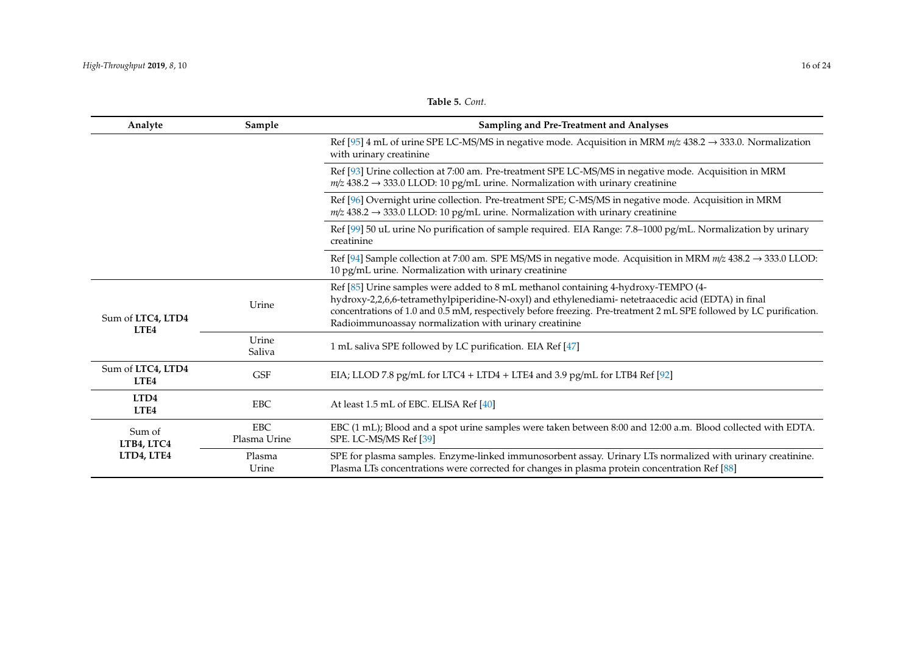**Table 5.** *Cont.*

| Analyte | Sample | Sampling and Pre-Treatment and Analyses |
|---|---|---|
| | | Ref [95] 4 mL of urine SPE LC-MS/MS in negative mode. Acquisition in MRM *m/z* 438.2 → 333.0. Normalization with urinary creatinine |
| | | Ref [93] Urine collection at 7:00 am. Pre-treatment SPE LC-MS/MS in negative mode. Acquisition in MRM *m/z* 438.2 → 333.0 LLOD: 10 pg/mL urine. Normalization with urinary creatinine |
| | | Ref [96] Overnight urine collection. Pre-treatment SPE; C-MS/MS in negative mode. Acquisition in MRM *m/z* 438.2 → 333.0 LLOD: 10 pg/mL urine. Normalization with urinary creatinine |
| | | Ref [99] 50 uL urine No purification of sample required. EIA Range: 7.8–1000 pg/mL. Normalization by urinary creatinine |
| | | Ref [94] Sample collection at 7:00 am. SPE MS/MS in negative mode. Acquisition in MRM *m/z* 438.2 → 333.0 LLOD: 10 pg/mL urine. Normalization with urinary creatinine |
| Sum of **LTC4, LTD4 LTE4** | Urine | Ref [85] Urine samples were added to 8 mL methanol containing 4-hydroxy-TEMPO (4-hydroxy-2,2,6,6-tetramethylpiperidine-N-oxyl) and ethylenediami- netetraacedic acid (EDTA) in final concentrations of 1.0 and 0.5 mM, respectively before freezing. Pre-treatment 2 mL SPE followed by LC purification. Radioimmunoassay normalization with urinary creatinine |
| | Urine Saliva | 1 mL saliva SPE followed by LC purification. EIA Ref [47] |
| Sum of **LTC4, LTD4 LTE4** | GSF | EIA; LLOD 7.8 pg/mL for LTC4 + LTD4 + LTE4 and 3.9 pg/mL for LTB4 Ref [92] |
| **LTD4 LTE4** | EBC | At least 1.5 mL of EBC. ELISA Ref [40] |
| Sum of **LTB4, LTC4 LTD4, LTE4** | EBC Plasma Urine | EBC (1 mL); Blood and a spot urine samples were taken between 8:00 and 12:00 a.m. Blood collected with EDTA. SPE. LC-MS/MS Ref [39] |
| | Plasma Urine | SPE for plasma samples. Enzyme-linked immunosorbent assay. Urinary LTs normalized with urinary creatinine. Plasma LTs concentrations were corrected for changes in plasma protein concentration Ref [88] |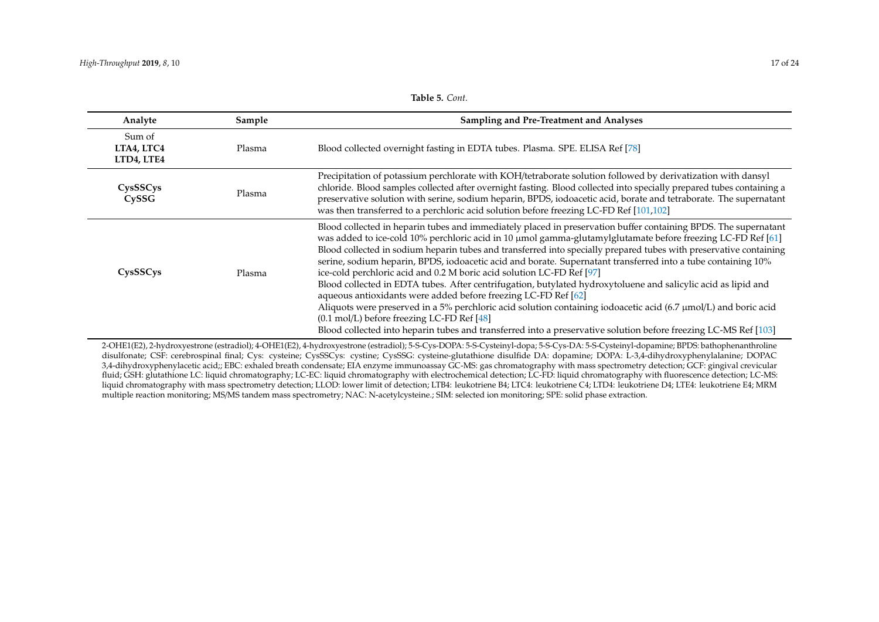**Table 5.** *Cont.*

| Analyte | Sample | Sampling and Pre-Treatment and Analyses |
| --- | --- | --- |
| Sum of **LTA4, LTC4 LTD4, LTE4** | Plasma | Blood collected overnight fasting in EDTA tubes. Plasma. SPE. ELISA Ref [78] |
| **CysSSCys CySSG** | Plasma | Precipitation of potassium perchlorate with KOH/tetraborate solution followed by derivatization with dansyl chloride. Blood samples collected after overnight fasting. Blood collected into specially prepared tubes containing a preservative solution with serine, sodium heparin, BPDS, iodoacetic acid, borate and tetraborate. The supernatant was then transferred to a perchloric acid solution before freezing LC-FD Ref [101,102] |
| **CysSSCys** | Plasma | Blood collected in heparin tubes and immediately placed in preservation buffer containing BPDS. The supernatant was added to ice-cold 10% perchloric acid in 10 μmol gamma-glutamylglutamate before freezing LC-FD Ref [61] Blood collected in sodium heparin tubes and transferred into specially prepared tubes with preservative containing serine, sodium heparin, BPDS, iodoacetic acid and borate. Supernatant transferred into a tube containing 10% ice-cold perchloric acid and 0.2 M boric acid solution LC-FD Ref [97] Blood collected in EDTA tubes. After centrifugation, butylated hydroxytoluene and salicylic acid as lipid and aqueous antioxidants were added before freezing LC-FD Ref [62] Aliquots were preserved in a 5% perchloric acid solution containing iodoacetic acid (6.7 μmol/L) and boric acid (0.1 mol/L) before freezing LC-FD Ref [48] Blood collected into heparin tubes and transferred into a preservative solution before freezing LC-MS Ref [103] |

2-OHE1(E2), 2-hydroxyestrone (estradiol); 4-OHE1(E2), 4-hydroxyestrone (estradiol); 5-S-Cys-DOPA: 5-S-Cysteinyl-dopa; 5-S-Cys-DA: 5-S-Cysteinyl-dopamine; BPDS: bathophenanthroline disulfonate; CSF: cerebrospinal final; Cys: cysteine; CysSSCys: cystine; CysSSG: cysteine-glutathione disulfide DA: dopamine; DOPA: L-3,4-dihydroxyphenylalanine; DOPAC 3,4-dihydroxyphenylacetic acid;; EBC: exhaled breath condensate; EIA enzyme immunoassay GC-MS: gas chromatography with mass spectrometry detection; GCF: gingival crevicular fluid; GSH: glutathione LC: liquid chromatography; LC-EC: liquid chromatography with electrochemical detection; LC-FD: liquid chromatography with fluorescence detection; LC-MS: liquid chromatography with mass spectrometry detection; LLOD: lower limit of detection; LTB4: leukotriene B4; LTC4: leukotriene C4; LTD4: leukotriene D4; LTE4: leukotriene E4; MRM multiple reaction monitoring; MS/MS tandem mass spectrometry; NAC: N-acetylcysteine.; SIM: selected ion monitoring; SPE: solid phase extraction.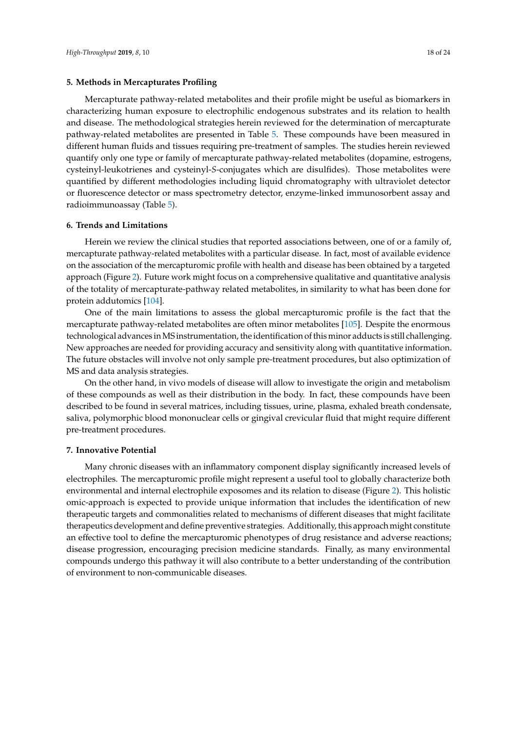## 5. Methods in Mercapturates Profiling

Mercapturate pathway-related metabolites and their profile might be useful as biomarkers in characterizing human exposure to electrophilic endogenous substrates and its relation to health and disease. The methodological strategies herein reviewed for the determination of mercapturate pathway-related metabolites are presented in Table 5. These compounds have been measured in different human fluids and tissues requiring pre-treatment of samples. The studies herein reviewed quantify only one type or family of mercapturate pathway-related metabolites (dopamine, estrogens, cysteinyl-leukotrienes and cysteinyl-*S*-conjugates which are disulfides). Those metabolites were quantified by different methodologies including liquid chromatography with ultraviolet detector or fluorescence detector or mass spectrometry detector, enzyme-linked immunosorbent assay and radioimmunoassay (Table 5).

## 6. Trends and Limitations

Herein we review the clinical studies that reported associations between, one of or a family of, mercapturate pathway-related metabolites with a particular disease. In fact, most of available evidence on the association of the mercapturomic profile with health and disease has been obtained by a targeted approach (Figure 2). Future work might focus on a comprehensive qualitative and quantitative analysis of the totality of mercapturate-pathway related metabolites, in similarity to what has been done for protein addutomics [104].

One of the main limitations to assess the global mercapturomic profile is the fact that the mercapturate pathway-related metabolites are often minor metabolites [105]. Despite the enormous technological advances in MS instrumentation, the identification of this minor adducts is still challenging. New approaches are needed for providing accuracy and sensitivity along with quantitative information. The future obstacles will involve not only sample pre-treatment procedures, but also optimization of MS and data analysis strategies.

On the other hand, in vivo models of disease will allow to investigate the origin and metabolism of these compounds as well as their distribution in the body. In fact, these compounds have been described to be found in several matrices, including tissues, urine, plasma, exhaled breath condensate, saliva, polymorphic blood mononuclear cells or gingival crevicular fluid that might require different pre-treatment procedures.

## 7. Innovative Potential

Many chronic diseases with an inflammatory component display significantly increased levels of electrophiles. The mercapturomic profile might represent a useful tool to globally characterize both environmental and internal electrophile exposomes and its relation to disease (Figure 2). This holistic omic-approach is expected to provide unique information that includes the identification of new therapeutic targets and commonalities related to mechanisms of different diseases that might facilitate therapeutics development and define preventive strategies. Additionally, this approach might constitute an effective tool to define the mercapturomic phenotypes of drug resistance and adverse reactions; disease progression, encouraging precision medicine standards. Finally, as many environmental compounds undergo this pathway it will also contribute to a better understanding of the contribution of environment to non-communicable diseases.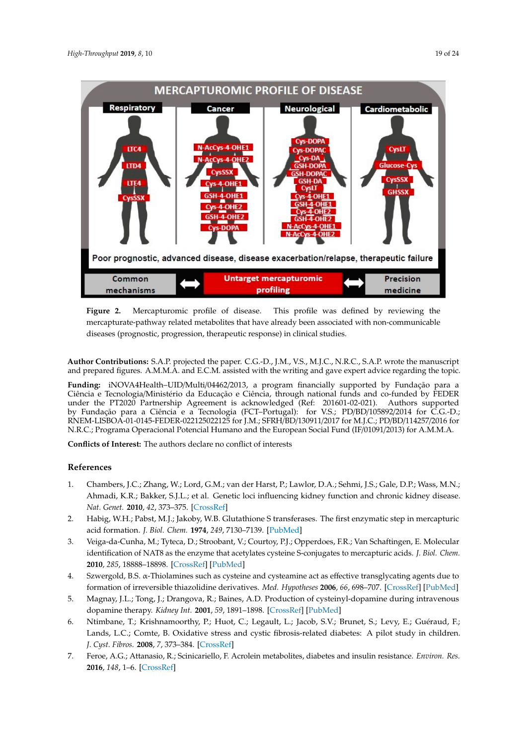**Figure 2.** Mercapturomic profile of disease. This profile was defined by reviewing the mercapturate-pathway related metabolites that have already been associated with non-communicable diseases (prognostic, progression, therapeutic response) in clinical studies.

**Author Contributions:** S.A.P. projected the paper. C.G.-D., J.M., V.S., M.J.C., N.R.C., S.A.P. wrote the manuscript and prepared figures. A.M.M.A. and E.C.M. assisted with the writing and gave expert advice regarding the topic.

**Funding:** iNOVA4Health–UID/Multi/04462/2013, a program financially supported by Fundação para a Ciência e Tecnologia/Ministério da Educação e Ciência, through national funds and co-funded by FEDER under the PT2020 Partnership Agreement is acknowledged (Ref: 201601-02-021). Authors supported by Fundação para a Ciência e a Tecnologia (FCT–Portugal): for V.S.; PD/BD/105892/2014 for C.G.-D.; RNEM-LISBOA-01-0145-FEDER-022125022125 for J.M.; SFRH/BD/130911/2017 for M.J.C.; PD/BD/114257/2016 for N.R.C.; Programa Operacional Potencial Humano and the European Social Fund (IF/01091/2013) for A.M.M.A.

**Conflicts of Interest:** The authors declare no conflict of interests

## References

1. Chambers, J.C.; Zhang, W.; Lord, G.M.; van der Harst, P.; Lawlor, D.A.; Sehmi, J.S.; Gale, D.P.; Wass, M.N.; Ahmadi, K.R.; Bakker, S.J.L.; et al. Genetic loci influencing kidney function and chronic kidney disease. *Nat. Genet.* **2010**, *42*, 373–375. [CrossRef]
2. Habig, W.H.; Pabst, M.J.; Jakoby, W.B. Glutathione S transferases. The first enzymatic step in mercapturic acid formation. *J. Biol. Chem.* **1974**, *249*, 7130–7139. [PubMed]
3. Veiga-da-Cunha, M.; Tyteca, D.; Stroobant, V.; Courtoy, P.J.; Opperdoes, F.R.; Van Schaftingen, E. Molecular identification of NAT8 as the enzyme that acetylates cysteine S-conjugates to mercapturic acids. *J. Biol. Chem.* **2010**, *285*, 18888–18898. [CrossRef] [PubMed]
4. Szwergold, B.S. α-Thiolamines such as cysteine and cysteamine act as effective transglycating agents due to formation of irreversible thiazolidine derivatives. *Med. Hypotheses* **2006**, *66*, 698–707. [CrossRef] [PubMed]
5. Magnay, J.L.; Tong, J.; Drangova, R.; Baines, A.D. Production of cysteinyl-dopamine during intravenous dopamine therapy. *Kidney Int.* **2001**, *59*, 1891–1898. [CrossRef] [PubMed]
6. Ntimbane, T.; Krishnamoorthy, P.; Huot, C.; Legault, L.; Jacob, S.V.; Brunet, S.; Levy, E.; Guéraud, F.; Lands, L.C.; Comte, B. Oxidative stress and cystic fibrosis-related diabetes: A pilot study in children. *J. Cyst. Fibros.* **2008**, *7*, 373–384. [CrossRef]
7. Feroe, A.G.; Attanasio, R.; Scinicariello, F. Acrolein metabolites, diabetes and insulin resistance. *Environ. Res.* **2016**, *148*, 1–6. [CrossRef]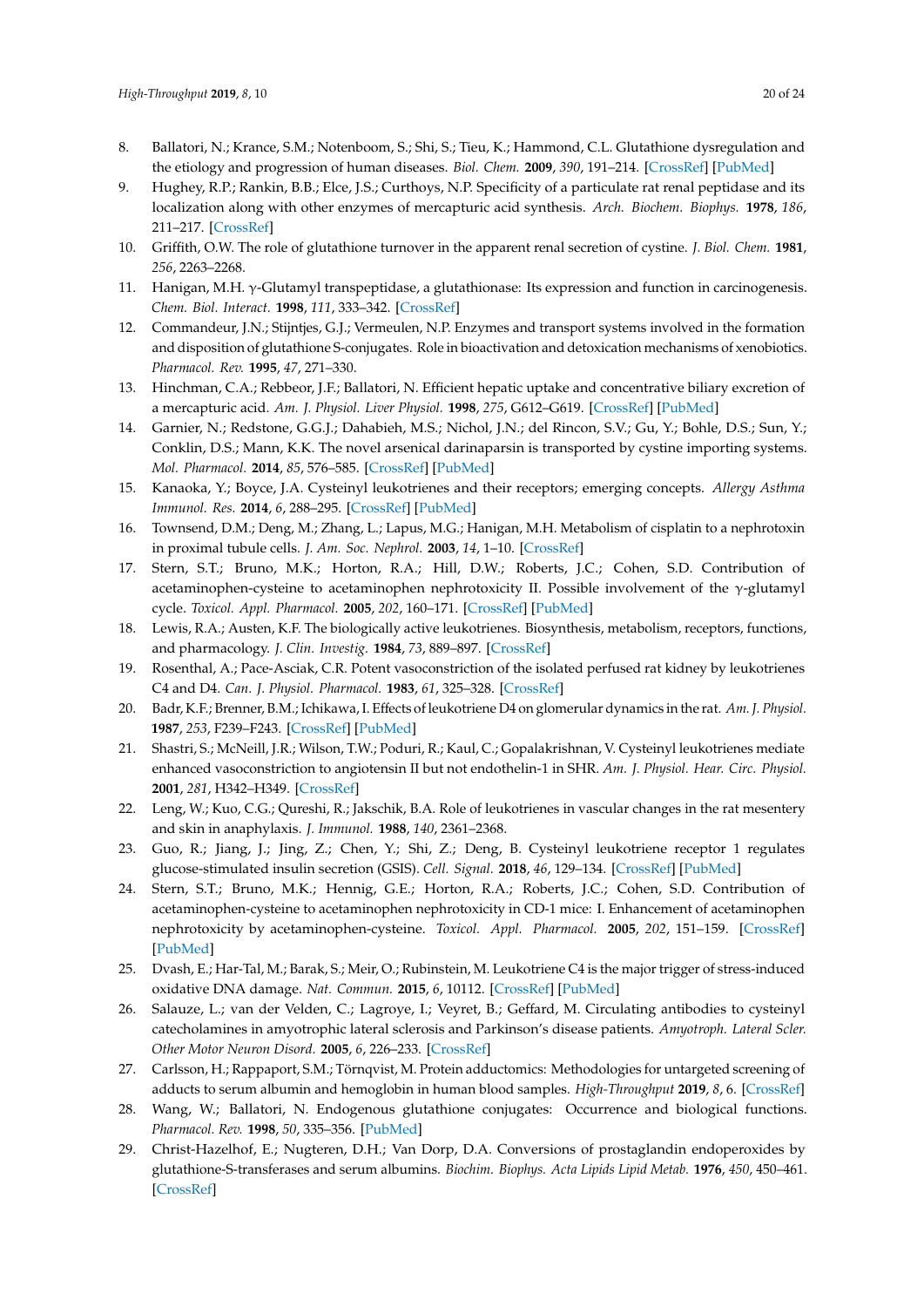8. Ballatori, N.; Krance, S.M.; Notenboom, S.; Shi, S.; Tieu, K.; Hammond, C.L. Glutathione dysregulation and the etiology and progression of human diseases. *Biol. Chem.* **2009**, *390*, 191–214. [CrossRef] [PubMed]
9. Hughey, R.P.; Rankin, B.B.; Elce, J.S.; Curthoys, N.P. Specificity of a particulate rat renal peptidase and its localization along with other enzymes of mercapturic acid synthesis. *Arch. Biochem. Biophys.* **1978**, *186*, 211–217. [CrossRef]
10. Griffith, O.W. The role of glutathione turnover in the apparent renal secretion of cystine. *J. Biol. Chem.* **1981**, *256*, 2263–2268.
11. Hanigan, M.H. γ-Glutamyl transpeptidase, a glutathionase: Its expression and function in carcinogenesis. *Chem. Biol. Interact.* **1998**, *111*, 333–342. [CrossRef]
12. Commandeur, J.N.; Stijntjes, G.J.; Vermeulen, N.P. Enzymes and transport systems involved in the formation and disposition of glutathione S-conjugates. Role in bioactivation and detoxication mechanisms of xenobiotics. *Pharmacol. Rev.* **1995**, *47*, 271–330.
13. Hinchman, C.A.; Rebbeor, J.F.; Ballatori, N. Efficient hepatic uptake and concentrative biliary excretion of a mercapturic acid. *Am. J. Physiol. Liver Physiol.* **1998**, *275*, G612–G619. [CrossRef] [PubMed]
14. Garnier, N.; Redstone, G.G.J.; Dahabieh, M.S.; Nichol, J.N.; del Rincon, S.V.; Gu, Y.; Bohle, D.S.; Sun, Y.; Conklin, D.S.; Mann, K.K. The novel arsenical darinaparsin is transported by cystine importing systems. *Mol. Pharmacol.* **2014**, *85*, 576–585. [CrossRef] [PubMed]
15. Kanaoka, Y.; Boyce, J.A. Cysteinyl leukotrienes and their receptors; emerging concepts. *Allergy Asthma Immunol. Res.* **2014**, *6*, 288–295. [CrossRef] [PubMed]
16. Townsend, D.M.; Deng, M.; Zhang, L.; Lapus, M.G.; Hanigan, M.H. Metabolism of cisplatin to a nephrotoxin in proximal tubule cells. *J. Am. Soc. Nephrol.* **2003**, *14*, 1–10. [CrossRef]
17. Stern, S.T.; Bruno, M.K.; Horton, R.A.; Hill, D.W.; Roberts, J.C.; Cohen, S.D. Contribution of acetaminophen-cysteine to acetaminophen nephrotoxicity II. Possible involvement of the γ-glutamyl cycle. *Toxicol. Appl. Pharmacol.* **2005**, *202*, 160–171. [CrossRef] [PubMed]
18. Lewis, R.A.; Austen, K.F. The biologically active leukotrienes. Biosynthesis, metabolism, receptors, functions, and pharmacology. *J. Clin. Investig.* **1984**, *73*, 889–897. [CrossRef]
19. Rosenthal, A.; Pace-Asciak, C.R. Potent vasoconstriction of the isolated perfused rat kidney by leukotrienes C4 and D4. *Can. J. Physiol. Pharmacol.* **1983**, *61*, 325–328. [CrossRef]
20. Badr, K.F.; Brenner, B.M.; Ichikawa, I. Effects of leukotriene D4 on glomerular dynamics in the rat. *Am. J. Physiol.* **1987**, *253*, F239–F243. [CrossRef] [PubMed]
21. Shastri, S.; McNeill, J.R.; Wilson, T.W.; Poduri, R.; Kaul, C.; Gopalakrishnan, V. Cysteinyl leukotrienes mediate enhanced vasoconstriction to angiotensin II but not endothelin-1 in SHR. *Am. J. Physiol. Hear. Circ. Physiol.* **2001**, *281*, H342–H349. [CrossRef]
22. Leng, W.; Kuo, C.G.; Qureshi, R.; Jakschik, B.A. Role of leukotrienes in vascular changes in the rat mesentery and skin in anaphylaxis. *J. Immunol.* **1988**, *140*, 2361–2368.
23. Guo, R.; Jiang, J.; Jing, Z.; Chen, Y.; Shi, Z.; Deng, B. Cysteinyl leukotriene receptor 1 regulates glucose-stimulated insulin secretion (GSIS). *Cell. Signal.* **2018**, *46*, 129–134. [CrossRef] [PubMed]
24. Stern, S.T.; Bruno, M.K.; Hennig, G.E.; Horton, R.A.; Roberts, J.C.; Cohen, S.D. Contribution of acetaminophen-cysteine to acetaminophen nephrotoxicity in CD-1 mice: I. Enhancement of acetaminophen nephrotoxicity by acetaminophen-cysteine. *Toxicol. Appl. Pharmacol.* **2005**, *202*, 151–159. [CrossRef] [PubMed]
25. Dvash, E.; Har-Tal, M.; Barak, S.; Meir, O.; Rubinstein, M. Leukotriene C4 is the major trigger of stress-induced oxidative DNA damage. *Nat. Commun.* **2015**, *6*, 10112. [CrossRef] [PubMed]
26. Salauze, L.; van der Velden, C.; Lagroye, I.; Veyret, B.; Geffard, M. Circulating antibodies to cysteinyl catecholamines in amyotrophic lateral sclerosis and Parkinson's disease patients. *Amyotroph. Lateral Scler. Other Motor Neuron Disord.* **2005**, *6*, 226–233. [CrossRef]
27. Carlsson, H.; Rappaport, S.M.; Törnqvist, M. Protein adductomics: Methodologies for untargeted screening of adducts to serum albumin and hemoglobin in human blood samples. *High-Throughput* **2019**, *8*, 6. [CrossRef]
28. Wang, W.; Ballatori, N. Endogenous glutathione conjugates: Occurrence and biological functions. *Pharmacol. Rev.* **1998**, *50*, 335–356. [PubMed]
29. Christ-Hazelhof, E.; Nugteren, D.H.; Van Dorp, D.A. Conversions of prostaglandin endoperoxides by glutathione-S-transferases and serum albumins. *Biochim. Biophys. Acta Lipids Lipid Metab.* **1976**, *450*, 450–461. [CrossRef]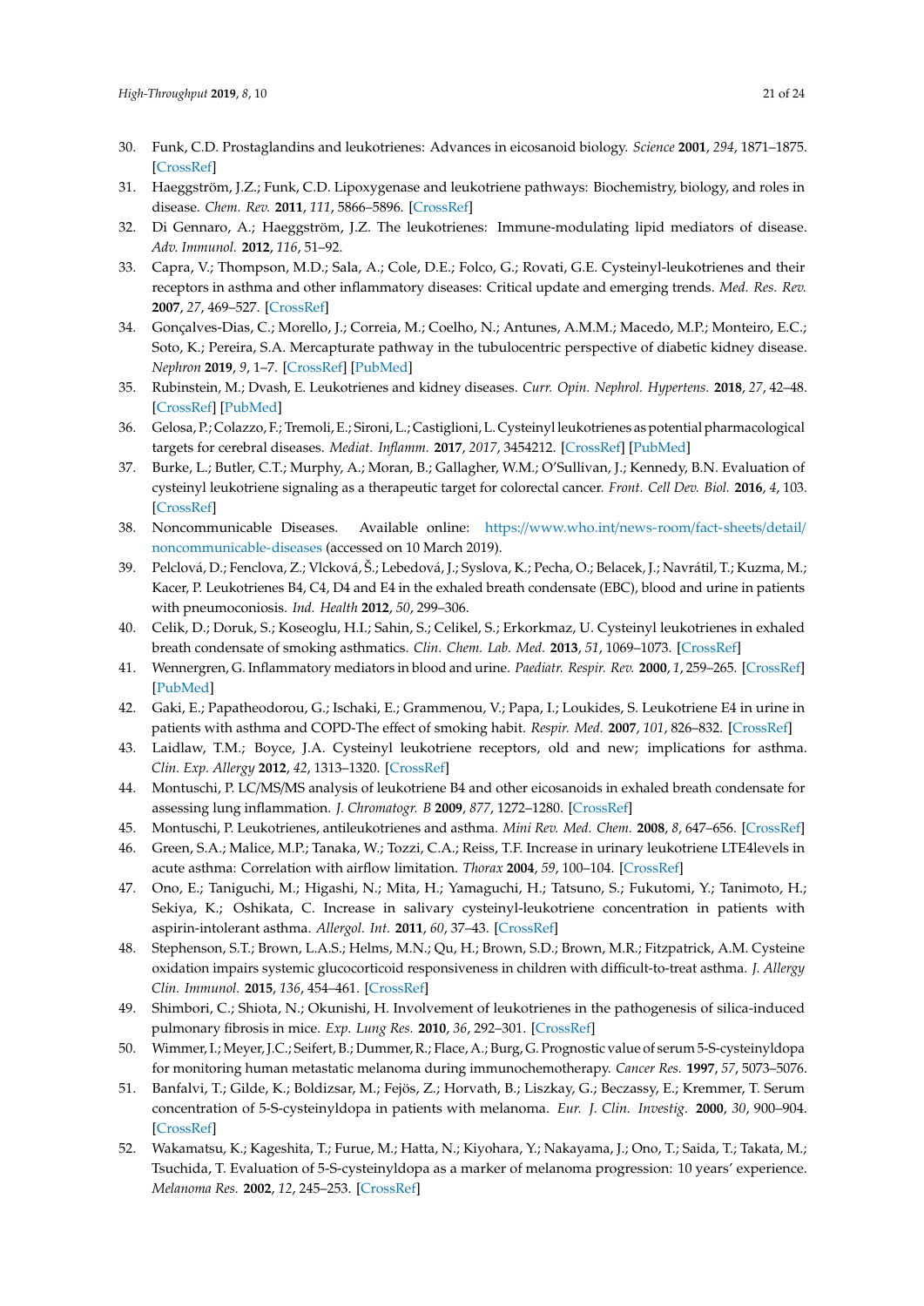30. Funk, C.D. Prostaglandins and leukotrienes: Advances in eicosanoid biology. *Science* **2001**, *294*, 1871–1875. [CrossRef]
31. Haeggström, J.Z.; Funk, C.D. Lipoxygenase and leukotriene pathways: Biochemistry, biology, and roles in disease. *Chem. Rev.* **2011**, *111*, 5866–5896. [CrossRef]
32. Di Gennaro, A.; Haeggström, J.Z. The leukotrienes: Immune-modulating lipid mediators of disease. *Adv. Immunol.* **2012**, *116*, 51–92.
33. Capra, V.; Thompson, M.D.; Sala, A.; Cole, D.E.; Folco, G.; Rovati, G.E. Cysteinyl-leukotrienes and their receptors in asthma and other inflammatory diseases: Critical update and emerging trends. *Med. Res. Rev.* **2007**, *27*, 469–527. [CrossRef]
34. Gonçalves-Dias, C.; Morello, J.; Correia, M.; Coelho, N.; Antunes, A.M.M.; Macedo, M.P.; Monteiro, E.C.; Soto, K.; Pereira, S.A. Mercapturate pathway in the tubulocentric perspective of diabetic kidney disease. *Nephron* **2019**, *9*, 1–7. [CrossRef] [PubMed]
35. Rubinstein, M.; Dvash, E. Leukotrienes and kidney diseases. *Curr. Opin. Nephrol. Hypertens.* **2018**, *27*, 42–48. [CrossRef] [PubMed]
36. Gelosa, P.; Colazzo, F.; Tremoli, E.; Sironi, L.; Castiglioni, L. Cysteinyl leukotrienes as potential pharmacological targets for cerebral diseases. *Mediat. Inflamm.* **2017**, *2017*, 3454212. [CrossRef] [PubMed]
37. Burke, L.; Butler, C.T.; Murphy, A.; Moran, B.; Gallagher, W.M.; O'Sullivan, J.; Kennedy, B.N. Evaluation of cysteinyl leukotriene signaling as a therapeutic target for colorectal cancer. *Front. Cell Dev. Biol.* **2016**, *4*, 103. [CrossRef]
38. Noncommunicable Diseases. Available online: https://www.who.int/news-room/fact-sheets/detail/noncommunicable-diseases (accessed on 10 March 2019).
39. Pelclová, D.; Fenclova, Z.; Vlcková, Š.; Lebedová, J.; Syslova, K.; Pecha, O.; Belacek, J.; Navrátil, T.; Kuzma, M.; Kacer, P. Leukotrienes B4, C4, D4 and E4 in the exhaled breath condensate (EBC), blood and urine in patients with pneumoconiosis. *Ind. Health* **2012**, *50*, 299–306.
40. Celik, D.; Doruk, S.; Koseoglu, H.I.; Sahin, S.; Celikel, S.; Erkorkmaz, U. Cysteinyl leukotrienes in exhaled breath condensate of smoking asthmatics. *Clin. Chem. Lab. Med.* **2013**, *51*, 1069–1073. [CrossRef]
41. Wennergren, G. Inflammatory mediators in blood and urine. *Paediatr. Respir. Rev.* **2000**, *1*, 259–265. [CrossRef] [PubMed]
42. Gaki, E.; Papatheodorou, G.; Ischaki, E.; Grammenou, V.; Papa, I.; Loukides, S. Leukotriene E4 in urine in patients with asthma and COPD-The effect of smoking habit. *Respir. Med.* **2007**, *101*, 826–832. [CrossRef]
43. Laidlaw, T.M.; Boyce, J.A. Cysteinyl leukotriene receptors, old and new; implications for asthma. *Clin. Exp. Allergy* **2012**, *42*, 1313–1320. [CrossRef]
44. Montuschi, P. LC/MS/MS analysis of leukotriene B4 and other eicosanoids in exhaled breath condensate for assessing lung inflammation. *J. Chromatogr. B* **2009**, *877*, 1272–1280. [CrossRef]
45. Montuschi, P. Leukotrienes, antileukotrienes and asthma. *Mini Rev. Med. Chem.* **2008**, *8*, 647–656. [CrossRef]
46. Green, S.A.; Malice, M.P.; Tanaka, W.; Tozzi, C.A.; Reiss, T.F. Increase in urinary leukotriene LTE4levels in acute asthma: Correlation with airflow limitation. *Thorax* **2004**, *59*, 100–104. [CrossRef]
47. Ono, E.; Taniguchi, M.; Higashi, N.; Mita, H.; Yamaguchi, H.; Tatsuno, S.; Fukutomi, Y.; Tanimoto, H.; Sekiya, K.; Oshikata, C. Increase in salivary cysteinyl-leukotriene concentration in patients with aspirin-intolerant asthma. *Allergol. Int.* **2011**, *60*, 37–43. [CrossRef]
48. Stephenson, S.T.; Brown, L.A.S.; Helms, M.N.; Qu, H.; Brown, S.D.; Brown, M.R.; Fitzpatrick, A.M. Cysteine oxidation impairs systemic glucocorticoid responsiveness in children with difficult-to-treat asthma. *J. Allergy Clin. Immunol.* **2015**, *136*, 454–461. [CrossRef]
49. Shimbori, C.; Shiota, N.; Okunishi, H. Involvement of leukotrienes in the pathogenesis of silica-induced pulmonary fibrosis in mice. *Exp. Lung Res.* **2010**, *36*, 292–301. [CrossRef]
50. Wimmer, I.; Meyer, J.C.; Seifert, B.; Dummer, R.; Flace, A.; Burg, G. Prognostic value of serum 5-S-cysteinyldopa for monitoring human metastatic melanoma during immunochemotherapy. *Cancer Res.* **1997**, *57*, 5073–5076.
51. Banfalvi, T.; Gilde, K.; Boldizsar, M.; Fejös, Z.; Horvath, B.; Liszkay, G.; Beczassy, E.; Kremmer, T. Serum concentration of 5-S-cysteinyldopa in patients with melanoma. *Eur. J. Clin. Investig.* **2000**, *30*, 900–904. [CrossRef]
52. Wakamatsu, K.; Kageshita, T.; Furue, M.; Hatta, N.; Kiyohara, Y.; Nakayama, J.; Ono, T.; Saida, T.; Takata, M.; Tsuchida, T. Evaluation of 5-S-cysteinyldopa as a marker of melanoma progression: 10 years' experience. *Melanoma Res.* **2002**, *12*, 245–253. [CrossRef]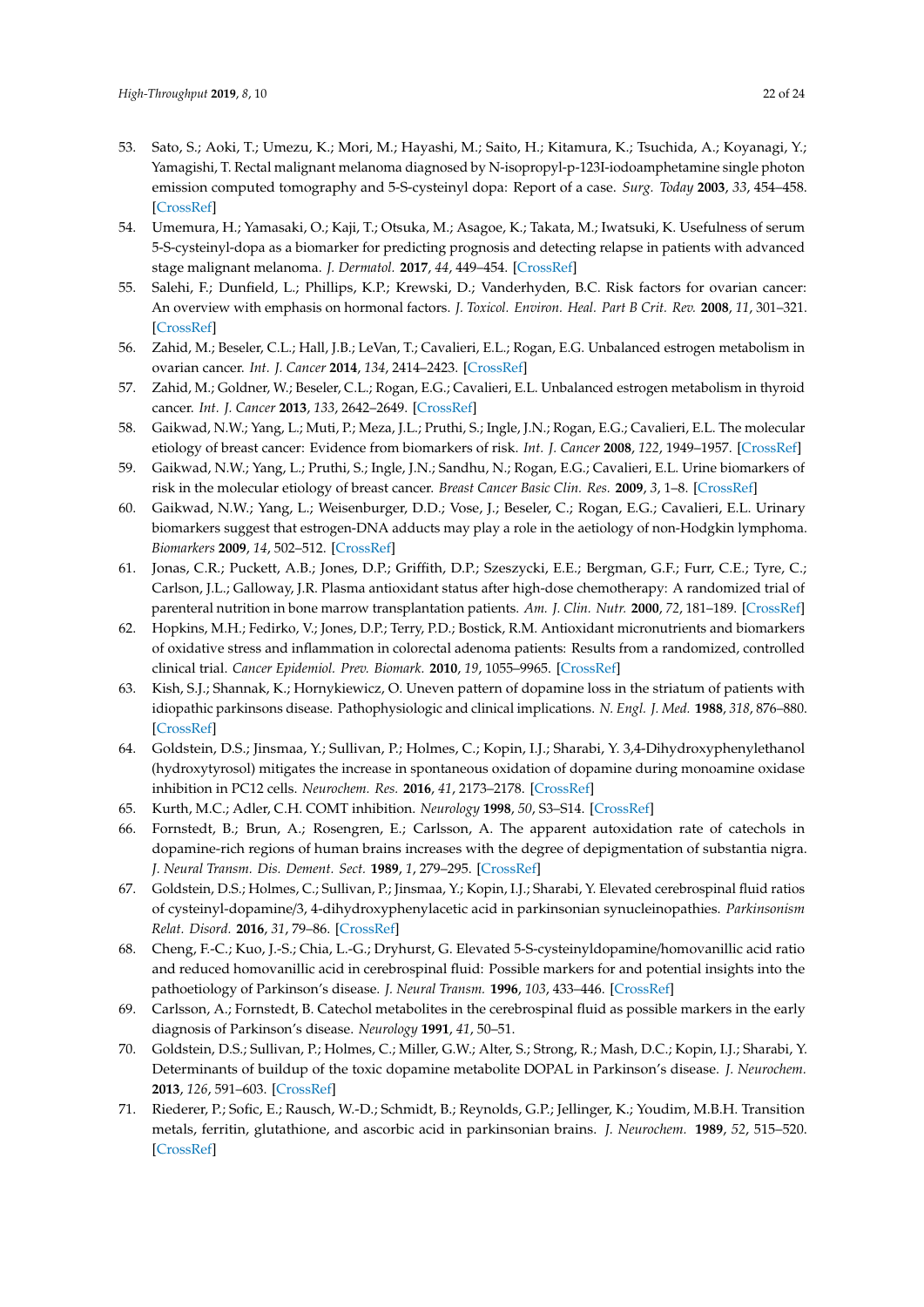53. Sato, S.; Aoki, T.; Umezu, K.; Mori, M.; Hayashi, M.; Saito, H.; Kitamura, K.; Tsuchida, A.; Koyanagi, Y.; Yamagishi, T. Rectal malignant melanoma diagnosed by N-isopropyl-p-123I-iodoamphetamine single photon emission computed tomography and 5-S-cysteinyl dopa: Report of a case. *Surg. Today* **2003**, *33*, 454–458. [CrossRef]
54. Umemura, H.; Yamasaki, O.; Kaji, T.; Otsuka, M.; Asagoe, K.; Takata, M.; Iwatsuki, K. Usefulness of serum 5-S-cysteinyl-dopa as a biomarker for predicting prognosis and detecting relapse in patients with advanced stage malignant melanoma. *J. Dermatol.* **2017**, *44*, 449–454. [CrossRef]
55. Salehi, F.; Dunfield, L.; Phillips, K.P.; Krewski, D.; Vanderhyden, B.C. Risk factors for ovarian cancer: An overview with emphasis on hormonal factors. *J. Toxicol. Environ. Heal. Part B Crit. Rev.* **2008**, *11*, 301–321. [CrossRef]
56. Zahid, M.; Beseler, C.L.; Hall, J.B.; LeVan, T.; Cavalieri, E.L.; Rogan, E.G. Unbalanced estrogen metabolism in ovarian cancer. *Int. J. Cancer* **2014**, *134*, 2414–2423. [CrossRef]
57. Zahid, M.; Goldner, W.; Beseler, C.L.; Rogan, E.G.; Cavalieri, E.L. Unbalanced estrogen metabolism in thyroid cancer. *Int. J. Cancer* **2013**, *133*, 2642–2649. [CrossRef]
58. Gaikwad, N.W.; Yang, L.; Muti, P.; Meza, J.L.; Pruthi, S.; Ingle, J.N.; Rogan, E.G.; Cavalieri, E.L. The molecular etiology of breast cancer: Evidence from biomarkers of risk. *Int. J. Cancer* **2008**, *122*, 1949–1957. [CrossRef]
59. Gaikwad, N.W.; Yang, L.; Pruthi, S.; Ingle, J.N.; Sandhu, N.; Rogan, E.G.; Cavalieri, E.L. Urine biomarkers of risk in the molecular etiology of breast cancer. *Breast Cancer Basic Clin. Res.* **2009**, *3*, 1–8. [CrossRef]
60. Gaikwad, N.W.; Yang, L.; Weisenburger, D.D.; Vose, J.; Beseler, C.; Rogan, E.G.; Cavalieri, E.L. Urinary biomarkers suggest that estrogen-DNA adducts may play a role in the aetiology of non-Hodgkin lymphoma. *Biomarkers* **2009**, *14*, 502–512. [CrossRef]
61. Jonas, C.R.; Puckett, A.B.; Jones, D.P.; Griffith, D.P.; Szeszycki, E.E.; Bergman, G.F.; Furr, C.E.; Tyre, C.; Carlson, J.L.; Galloway, J.R. Plasma antioxidant status after high-dose chemotherapy: A randomized trial of parenteral nutrition in bone marrow transplantation patients. *Am. J. Clin. Nutr.* **2000**, *72*, 181–189. [CrossRef]
62. Hopkins, M.H.; Fedirko, V.; Jones, D.P.; Terry, P.D.; Bostick, R.M. Antioxidant micronutrients and biomarkers of oxidative stress and inflammation in colorectal adenoma patients: Results from a randomized, controlled clinical trial. *Cancer Epidemiol. Prev. Biomark.* **2010**, *19*, 1055–9965. [CrossRef]
63. Kish, S.J.; Shannak, K.; Hornykiewicz, O. Uneven pattern of dopamine loss in the striatum of patients with idiopathic parkinsons disease. Pathophysiologic and clinical implications. *N. Engl. J. Med.* **1988**, *318*, 876–880. [CrossRef]
64. Goldstein, D.S.; Jinsmaa, Y.; Sullivan, P.; Holmes, C.; Kopin, I.J.; Sharabi, Y. 3,4-Dihydroxyphenylethanol (hydroxytyrosol) mitigates the increase in spontaneous oxidation of dopamine during monoamine oxidase inhibition in PC12 cells. *Neurochem. Res.* **2016**, *41*, 2173–2178. [CrossRef]
65. Kurth, M.C.; Adler, C.H. COMT inhibition. *Neurology* **1998**, *50*, S3–S14. [CrossRef]
66. Fornstedt, B.; Brun, A.; Rosengren, E.; Carlsson, A. The apparent autoxidation rate of catechols in dopamine-rich regions of human brains increases with the degree of depigmentation of substantia nigra. *J. Neural Transm. Dis. Dement. Sect.* **1989**, *1*, 279–295. [CrossRef]
67. Goldstein, D.S.; Holmes, C.; Sullivan, P.; Jinsmaa, Y.; Kopin, I.J.; Sharabi, Y. Elevated cerebrospinal fluid ratios of cysteinyl-dopamine/3, 4-dihydroxyphenylacetic acid in parkinsonian synucleinopathies. *Parkinsonism Relat. Disord.* **2016**, *31*, 79–86. [CrossRef]
68. Cheng, F.-C.; Kuo, J.-S.; Chia, L.-G.; Dryhurst, G. Elevated 5-S-cysteinyldopamine/homovanillic acid ratio and reduced homovanillic acid in cerebrospinal fluid: Possible markers for and potential insights into the pathoetiology of Parkinson's disease. *J. Neural Transm.* **1996**, *103*, 433–446. [CrossRef]
69. Carlsson, A.; Fornstedt, B. Catechol metabolites in the cerebrospinal fluid as possible markers in the early diagnosis of Parkinson's disease. *Neurology* **1991**, *41*, 50–51.
70. Goldstein, D.S.; Sullivan, P.; Holmes, C.; Miller, G.W.; Alter, S.; Strong, R.; Mash, D.C.; Kopin, I.J.; Sharabi, Y. Determinants of buildup of the toxic dopamine metabolite DOPAL in Parkinson's disease. *J. Neurochem.* **2013**, *126*, 591–603. [CrossRef]
71. Riederer, P.; Sofic, E.; Rausch, W.-D.; Schmidt, B.; Reynolds, G.P.; Jellinger, K.; Youdim, M.B.H. Transition metals, ferritin, glutathione, and ascorbic acid in parkinsonian brains. *J. Neurochem.* **1989**, *52*, 515–520. [CrossRef]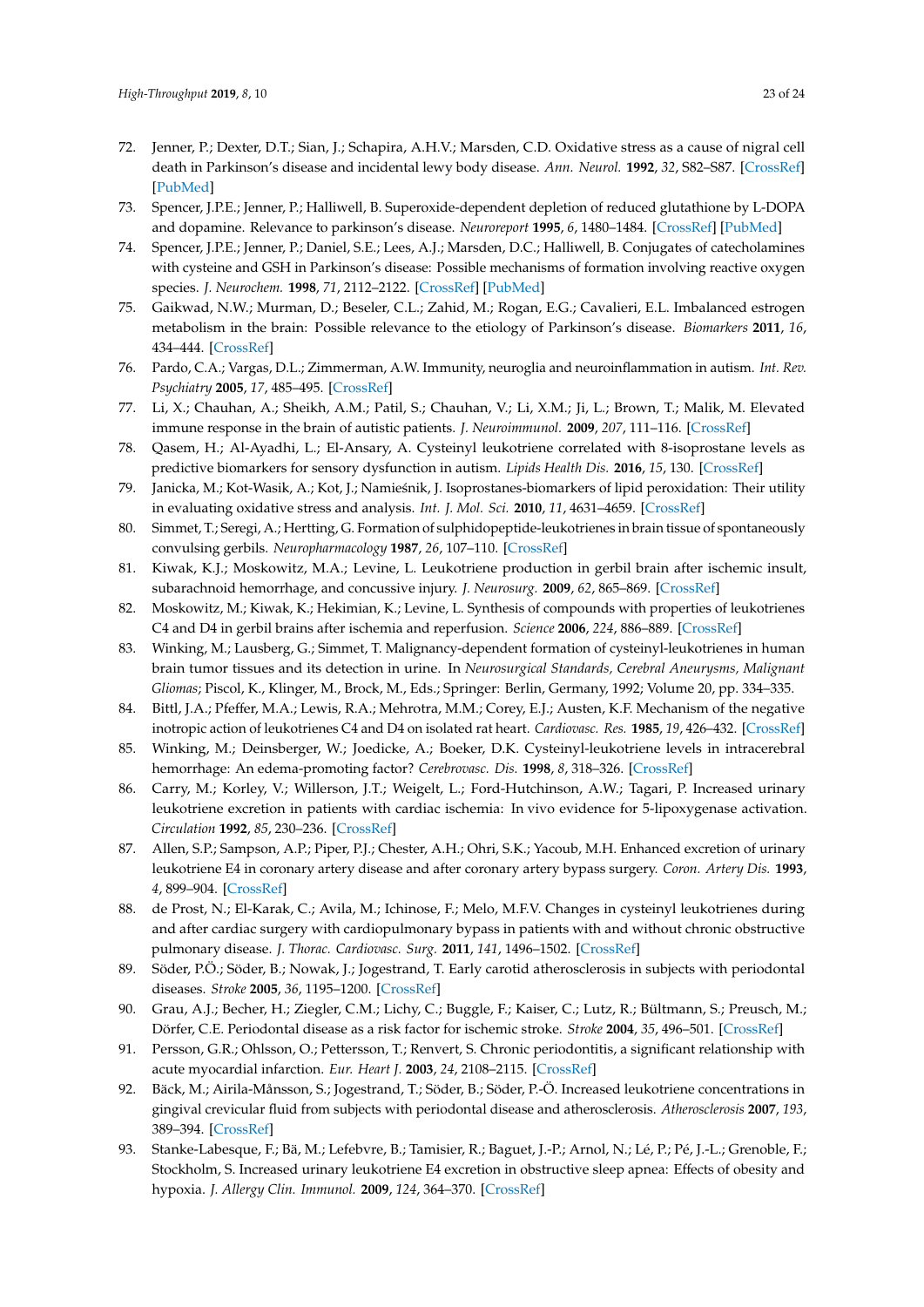72. Jenner, P.; Dexter, D.T.; Sian, J.; Schapira, A.H.V.; Marsden, C.D. Oxidative stress as a cause of nigral cell death in Parkinson's disease and incidental lewy body disease. *Ann. Neurol.* **1992**, *32*, S82–S87. [CrossRef] [PubMed]
73. Spencer, J.P.E.; Jenner, P.; Halliwell, B. Superoxide-dependent depletion of reduced glutathione by L-DOPA and dopamine. Relevance to parkinson's disease. *Neuroreport* **1995**, *6*, 1480–1484. [CrossRef] [PubMed]
74. Spencer, J.P.E.; Jenner, P.; Daniel, S.E.; Lees, A.J.; Marsden, D.C.; Halliwell, B. Conjugates of catecholamines with cysteine and GSH in Parkinson's disease: Possible mechanisms of formation involving reactive oxygen species. *J. Neurochem.* **1998**, *71*, 2112–2122. [CrossRef] [PubMed]
75. Gaikwad, N.W.; Murman, D.; Beseler, C.L.; Zahid, M.; Rogan, E.G.; Cavalieri, E.L. Imbalanced estrogen metabolism in the brain: Possible relevance to the etiology of Parkinson's disease. *Biomarkers* **2011**, *16*, 434–444. [CrossRef]
76. Pardo, C.A.; Vargas, D.L.; Zimmerman, A.W. Immunity, neuroglia and neuroinflammation in autism. *Int. Rev. Psychiatry* **2005**, *17*, 485–495. [CrossRef]
77. Li, X.; Chauhan, A.; Sheikh, A.M.; Patil, S.; Chauhan, V.; Li, X.M.; Ji, L.; Brown, T.; Malik, M. Elevated immune response in the brain of autistic patients. *J. Neuroimmunol.* **2009**, *207*, 111–116. [CrossRef]
78. Qasem, H.; Al-Ayadhi, L.; El-Ansary, A. Cysteinyl leukotriene correlated with 8-isoprostane levels as predictive biomarkers for sensory dysfunction in autism. *Lipids Health Dis.* **2016**, *15*, 130. [CrossRef]
79. Janicka, M.; Kot-Wasik, A.; Kot, J.; Namieśnik, J. Isoprostanes-biomarkers of lipid peroxidation: Their utility in evaluating oxidative stress and analysis. *Int. J. Mol. Sci.* **2010**, *11*, 4631–4659. [CrossRef]
80. Simmet, T.; Seregi, A.; Hertting, G. Formation of sulphidopeptide-leukotrienes in brain tissue of spontaneously convulsing gerbils. *Neuropharmacology* **1987**, *26*, 107–110. [CrossRef]
81. Kiwak, K.J.; Moskowitz, M.A.; Levine, L. Leukotriene production in gerbil brain after ischemic insult, subarachnoid hemorrhage, and concussive injury. *J. Neurosurg.* **2009**, *62*, 865–869. [CrossRef]
82. Moskowitz, M.; Kiwak, K.; Hekimian, K.; Levine, L. Synthesis of compounds with properties of leukotrienes C4 and D4 in gerbil brains after ischemia and reperfusion. *Science* **2006**, *224*, 886–889. [CrossRef]
83. Winking, M.; Lausberg, G.; Simmet, T. Malignancy-dependent formation of cysteinyl-leukotrienes in human brain tumor tissues and its detection in urine. In *Neurosurgical Standards, Cerebral Aneurysms, Malignant Gliomas*; Piscol, K., Klinger, M., Brock, M., Eds.; Springer: Berlin, Germany, 1992; Volume 20, pp. 334–335.
84. Bittl, J.A.; Pfeffer, M.A.; Lewis, R.A.; Mehrotra, M.M.; Corey, E.J.; Austen, K.F. Mechanism of the negative inotropic action of leukotrienes C4 and D4 on isolated rat heart. *Cardiovasc. Res.* **1985**, *19*, 426–432. [CrossRef]
85. Winking, M.; Deinsberger, W.; Joedicke, A.; Boeker, D.K. Cysteinyl-leukotriene levels in intracerebral hemorrhage: An edema-promoting factor? *Cerebrovasc. Dis.* **1998**, *8*, 318–326. [CrossRef]
86. Carry, M.; Korley, V.; Willerson, J.T.; Weigelt, L.; Ford-Hutchinson, A.W.; Tagari, P. Increased urinary leukotriene excretion in patients with cardiac ischemia: In vivo evidence for 5-lipoxygenase activation. *Circulation* **1992**, *85*, 230–236. [CrossRef]
87. Allen, S.P.; Sampson, A.P.; Piper, P.J.; Chester, A.H.; Ohri, S.K.; Yacoub, M.H. Enhanced excretion of urinary leukotriene E4 in coronary artery disease and after coronary artery bypass surgery. *Coron. Artery Dis.* **1993**, *4*, 899–904. [CrossRef]
88. de Prost, N.; El-Karak, C.; Avila, M.; Ichinose, F.; Melo, M.F.V. Changes in cysteinyl leukotrienes during and after cardiac surgery with cardiopulmonary bypass in patients with and without chronic obstructive pulmonary disease. *J. Thorac. Cardiovasc. Surg.* **2011**, *141*, 1496–1502. [CrossRef]
89. Söder, P.Ö.; Söder, B.; Nowak, J.; Jogestrand, T. Early carotid atherosclerosis in subjects with periodontal diseases. *Stroke* **2005**, *36*, 1195–1200. [CrossRef]
90. Grau, A.J.; Becher, H.; Ziegler, C.M.; Lichy, C.; Buggle, F.; Kaiser, C.; Lutz, R.; Bültmann, S.; Preusch, M.; Dörfer, C.E. Periodontal disease as a risk factor for ischemic stroke. *Stroke* **2004**, *35*, 496–501. [CrossRef]
91. Persson, G.R.; Ohlsson, O.; Pettersson, T.; Renvert, S. Chronic periodontitis, a significant relationship with acute myocardial infarction. *Eur. Heart J.* **2003**, *24*, 2108–2115. [CrossRef]
92. Bäck, M.; Airila-Månsson, S.; Jogestrand, T.; Söder, B.; Söder, P.-Ö. Increased leukotriene concentrations in gingival crevicular fluid from subjects with periodontal disease and atherosclerosis. *Atherosclerosis* **2007**, *193*, 389–394. [CrossRef]
93. Stanke-Labesque, F.; Bä, M.; Lefebvre, B.; Tamisier, R.; Baguet, J.-P.; Arnol, N.; Lé, P.; Pé, J.-L.; Grenoble, F.; Stockholm, S. Increased urinary leukotriene E4 excretion in obstructive sleep apnea: Effects of obesity and hypoxia. *J. Allergy Clin. Immunol.* **2009**, *124*, 364–370. [CrossRef]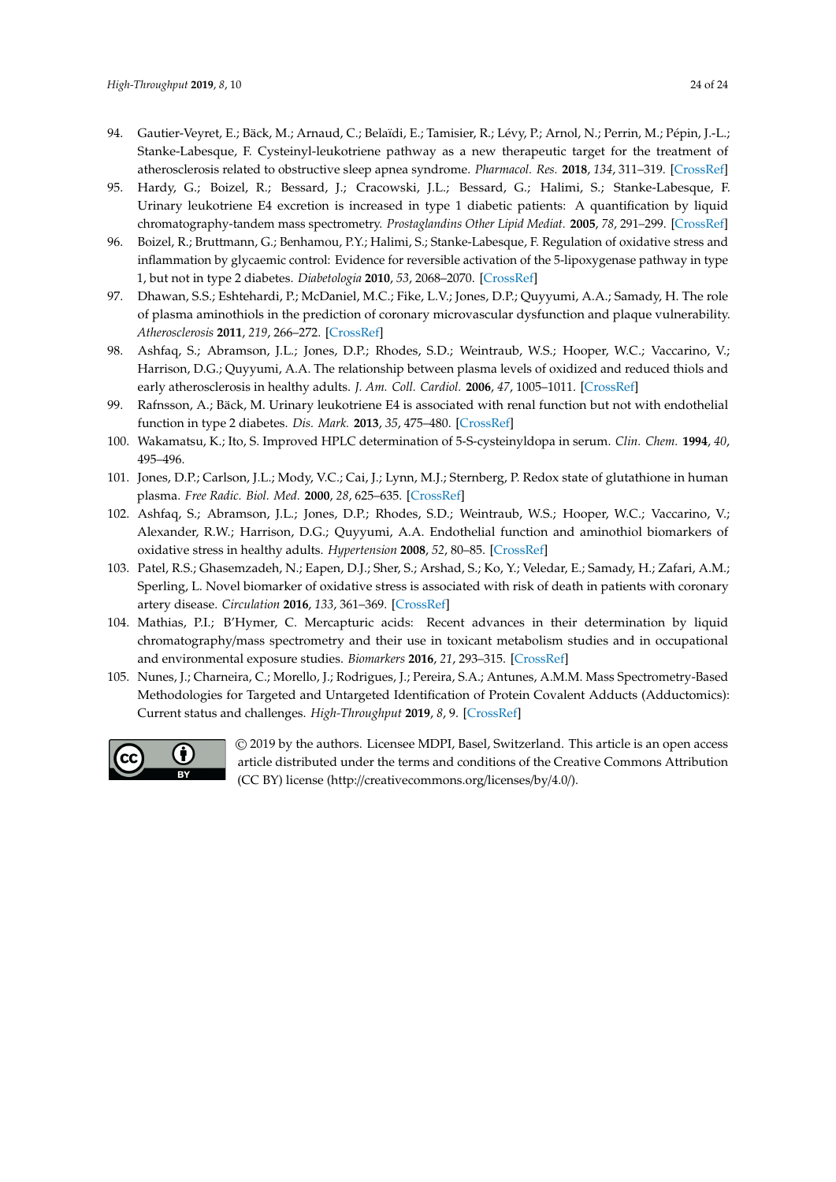94. Gautier-Veyret, E.; Bäck, M.; Arnaud, C.; Belaïdi, E.; Tamisier, R.; Lévy, P.; Arnol, N.; Perrin, M.; Pépin, J.-L.; Stanke-Labesque, F. Cysteinyl-leukotriene pathway as a new therapeutic target for the treatment of atherosclerosis related to obstructive sleep apnea syndrome. *Pharmacol. Res.* **2018**, *134*, 311–319. [CrossRef]
95. Hardy, G.; Boizel, R.; Bessard, J.; Cracowski, J.L.; Bessard, G.; Halimi, S.; Stanke-Labesque, F. Urinary leukotriene E4 excretion is increased in type 1 diabetic patients: A quantification by liquid chromatography-tandem mass spectrometry. *Prostaglandins Other Lipid Mediat.* **2005**, *78*, 291–299. [CrossRef]
96. Boizel, R.; Bruttmann, G.; Benhamou, P.Y.; Halimi, S.; Stanke-Labesque, F. Regulation of oxidative stress and inflammation by glycaemic control: Evidence for reversible activation of the 5-lipoxygenase pathway in type 1, but not in type 2 diabetes. *Diabetologia* **2010**, *53*, 2068–2070. [CrossRef]
97. Dhawan, S.S.; Eshtehardi, P.; McDaniel, M.C.; Fike, L.V.; Jones, D.P.; Quyyumi, A.A.; Samady, H. The role of plasma aminothiols in the prediction of coronary microvascular dysfunction and plaque vulnerability. *Atherosclerosis* **2011**, *219*, 266–272. [CrossRef]
98. Ashfaq, S.; Abramson, J.L.; Jones, D.P.; Rhodes, S.D.; Weintraub, W.S.; Hooper, W.C.; Vaccarino, V.; Harrison, D.G.; Quyyumi, A.A. The relationship between plasma levels of oxidized and reduced thiols and early atherosclerosis in healthy adults. *J. Am. Coll. Cardiol.* **2006**, *47*, 1005–1011. [CrossRef]
99. Rafnsson, A.; Bäck, M. Urinary leukotriene E4 is associated with renal function but not with endothelial function in type 2 diabetes. *Dis. Mark.* **2013**, *35*, 475–480. [CrossRef]
100. Wakamatsu, K.; Ito, S. Improved HPLC determination of 5-S-cysteinyldopa in serum. *Clin. Chem.* **1994**, *40*, 495–496.
101. Jones, D.P.; Carlson, J.L.; Mody, V.C.; Cai, J.; Lynn, M.J.; Sternberg, P. Redox state of glutathione in human plasma. *Free Radic. Biol. Med.* **2000**, *28*, 625–635. [CrossRef]
102. Ashfaq, S.; Abramson, J.L.; Jones, D.P.; Rhodes, S.D.; Weintraub, W.S.; Hooper, W.C.; Vaccarino, V.; Alexander, R.W.; Harrison, D.G.; Quyyumi, A.A. Endothelial function and aminothiol biomarkers of oxidative stress in healthy adults. *Hypertension* **2008**, *52*, 80–85. [CrossRef]
103. Patel, R.S.; Ghasemzadeh, N.; Eapen, D.J.; Sher, S.; Arshad, S.; Ko, Y.; Veledar, E.; Samady, H.; Zafari, A.M.; Sperling, L. Novel biomarker of oxidative stress is associated with risk of death in patients with coronary artery disease. *Circulation* **2016**, *133*, 361–369. [CrossRef]
104. Mathias, P.I.; B'Hymer, C. Mercapturic acids: Recent advances in their determination by liquid chromatography/mass spectrometry and their use in toxicant metabolism studies and in occupational and environmental exposure studies. *Biomarkers* **2016**, *21*, 293–315. [CrossRef]
105. Nunes, J.; Charneira, C.; Morello, J.; Rodrigues, J.; Pereira, S.A.; Antunes, A.M.M. Mass Spectrometry-Based Methodologies for Targeted and Untargeted Identification of Protein Covalent Adducts (Adductomics): Current status and challenges. *High-Throughput* **2019**, *8*, 9. [CrossRef]

© 2019 by the authors. Licensee MDPI, Basel, Switzerland. This article is an open access article distributed under the terms and conditions of the Creative Commons Attribution (CC BY) license (http://creativecommons.org/licenses/by/4.0/).